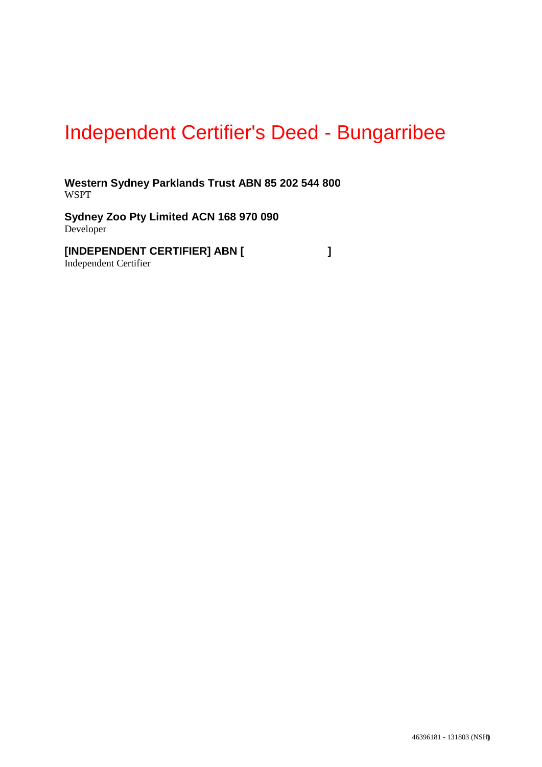# Independent Certifier's Deed - Bungarribee

**Western Sydney Parklands Trust ABN 85 202 544 800**
WSPT

**Sydney Zoo Pty Limited ACN 168 970 090**
Developer

**[INDEPENDENT CERTIFIER] ABN [ ]**
Independent Certifier

46396181 - 131803 (NSH)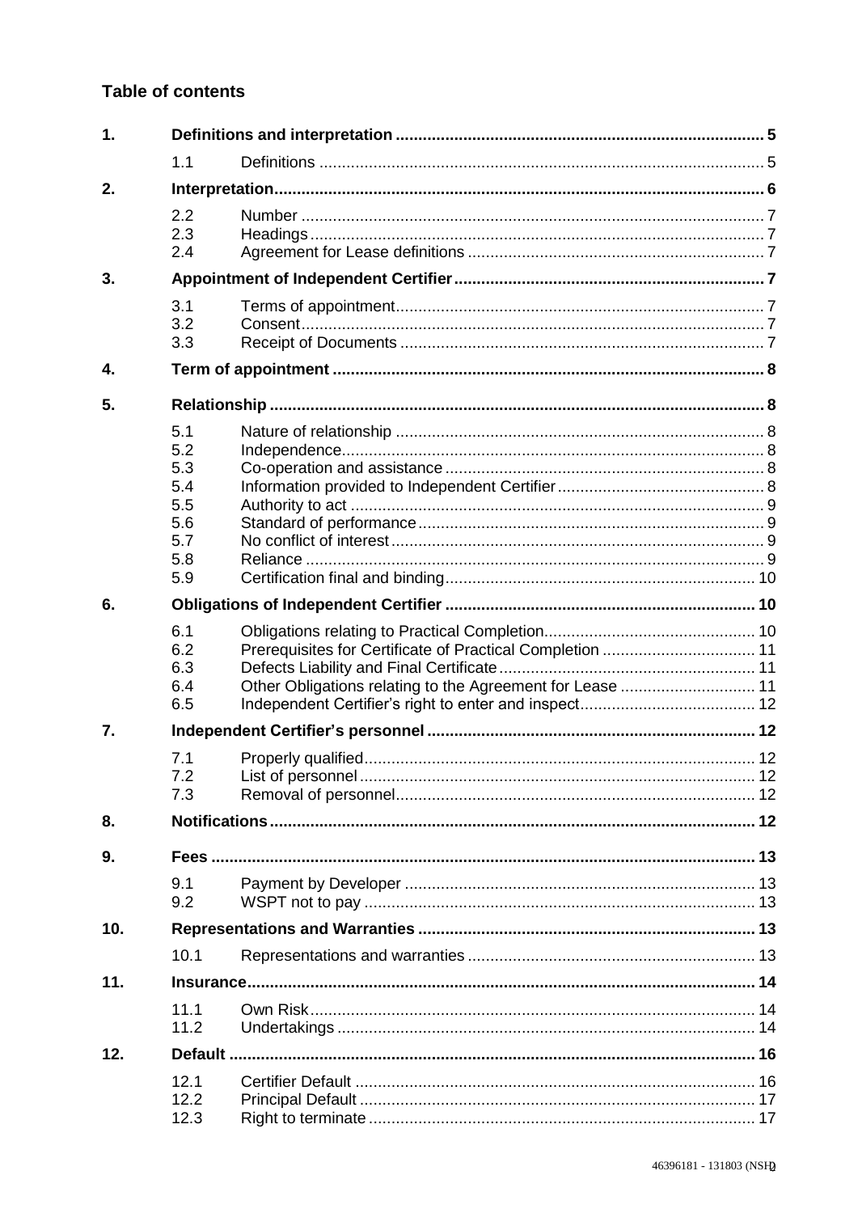## Table of contents

| | | | |
|---|---|---|---|
| **1.** | **Definitions and interpretation** | | **5** |
| | 1.1 | Definitions | 5 |
| **2.** | **Interpretation** | | **6** |
| | 2.2 | Number | 7 |
| | 2.3 | Headings | 7 |
| | 2.4 | Agreement for Lease definitions | 7 |
| **3.** | **Appointment of Independent Certifier** | | **7** |
| | 3.1 | Terms of appointment | 7 |
| | 3.2 | Consent | 7 |
| | 3.3 | Receipt of Documents | 7 |
| **4.** | **Term of appointment** | | **8** |
| **5.** | **Relationship** | | **8** |
| | 5.1 | Nature of relationship | 8 |
| | 5.2 | Independence | 8 |
| | 5.3 | Co-operation and assistance | 8 |
| | 5.4 | Information provided to Independent Certifier | 8 |
| | 5.5 | Authority to act | 9 |
| | 5.6 | Standard of performance | 9 |
| | 5.7 | No conflict of interest | 9 |
| | 5.8 | Reliance | 9 |
| | 5.9 | Certification final and binding | 10 |
| **6.** | **Obligations of Independent Certifier** | | **10** |
| | 6.1 | Obligations relating to Practical Completion | 10 |
| | 6.2 | Prerequisites for Certificate of Practical Completion | 11 |
| | 6.3 | Defects Liability and Final Certificate | 11 |
| | 6.4 | Other Obligations relating to the Agreement for Lease | 11 |
| | 6.5 | Independent Certifier's right to enter and inspect | 12 |
| **7.** | **Independent Certifier's personnel** | | **12** |
| | 7.1 | Properly qualified | 12 |
| | 7.2 | List of personnel | 12 |
| | 7.3 | Removal of personnel | 12 |
| **8.** | **Notifications** | | **12** |
| **9.** | **Fees** | | **13** |
| | 9.1 | Payment by Developer | 13 |
| | 9.2 | WSPT not to pay | 13 |
| **10.** | **Representations and Warranties** | | **13** |
| | 10.1 | Representations and warranties | 13 |
| **11.** | **Insurance** | | **14** |
| | 11.1 | Own Risk | 14 |
| | 11.2 | Undertakings | 14 |
| **12.** | **Default** | | **16** |
| | 12.1 | Certifier Default | 16 |
| | 12.2 | Principal Default | 17 |
| | 12.3 | Right to terminate | 17 |

46396181 - 131803 (NSH)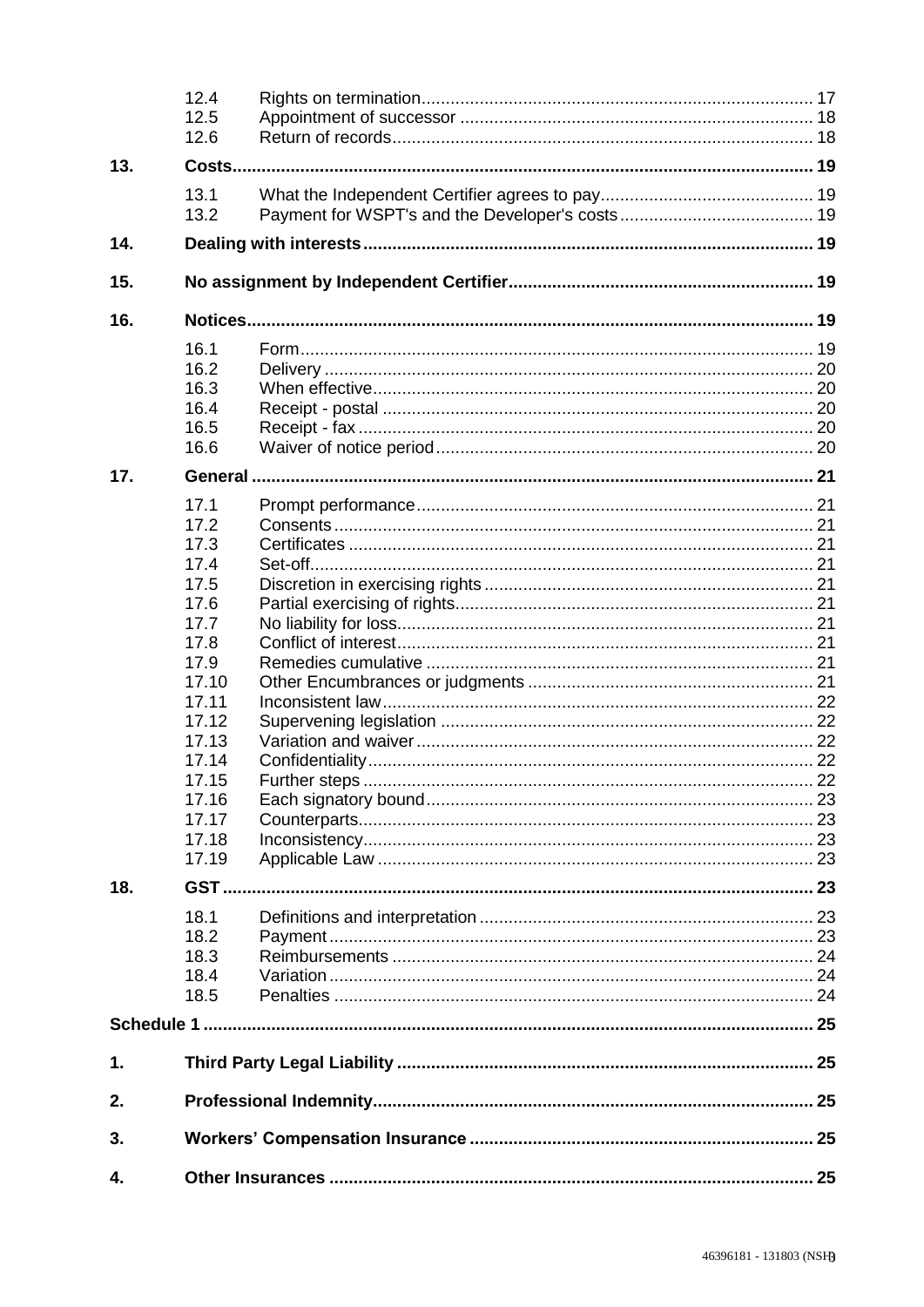| | | | |
|---|---|---|---|
| | 12.4 | Rights on termination | 17 |
| | 12.5 | Appointment of successor | 18 |
| | 12.6 | Return of records | 18 |
| **13.** | **Costs** | | **19** |
| | 13.1 | What the Independent Certifier agrees to pay | 19 |
| | 13.2 | Payment for WSPT's and the Developer's costs | 19 |
| **14.** | **Dealing with interests** | | **19** |
| **15.** | **No assignment by Independent Certifier** | | **19** |
| **16.** | **Notices** | | **19** |
| | 16.1 | Form | 19 |
| | 16.2 | Delivery | 20 |
| | 16.3 | When effective | 20 |
| | 16.4 | Receipt - postal | 20 |
| | 16.5 | Receipt - fax | 20 |
| | 16.6 | Waiver of notice period | 20 |
| **17.** | **General** | | **21** |
| | 17.1 | Prompt performance | 21 |
| | 17.2 | Consents | 21 |
| | 17.3 | Certificates | 21 |
| | 17.4 | Set-off | 21 |
| | 17.5 | Discretion in exercising rights | 21 |
| | 17.6 | Partial exercising of rights | 21 |
| | 17.7 | No liability for loss | 21 |
| | 17.8 | Conflict of interest | 21 |
| | 17.9 | Remedies cumulative | 21 |
| | 17.10 | Other Encumbrances or judgments | 21 |
| | 17.11 | Inconsistent law | 22 |
| | 17.12 | Supervening legislation | 22 |
| | 17.13 | Variation and waiver | 22 |
| | 17.14 | Confidentiality | 22 |
| | 17.15 | Further steps | 22 |
| | 17.16 | Each signatory bound | 23 |
| | 17.17 | Counterparts | 23 |
| | 17.18 | Inconsistency | 23 |
| | 17.19 | Applicable Law | 23 |
| **18.** | **GST** | | **23** |
| | 18.1 | Definitions and interpretation | 23 |
| | 18.2 | Payment | 23 |
| | 18.3 | Reimbursements | 24 |
| | 18.4 | Variation | 24 |
| | 18.5 | Penalties | 24 |
| **Schedule 1** | | | **25** |
| **1.** | **Third Party Legal Liability** | | **25** |
| **2.** | **Professional Indemnity** | | **25** |
| **3.** | **Workers' Compensation Insurance** | | **25** |
| **4.** | **Other Insurances** | | **25** |

46396181 - 131803 (NSH)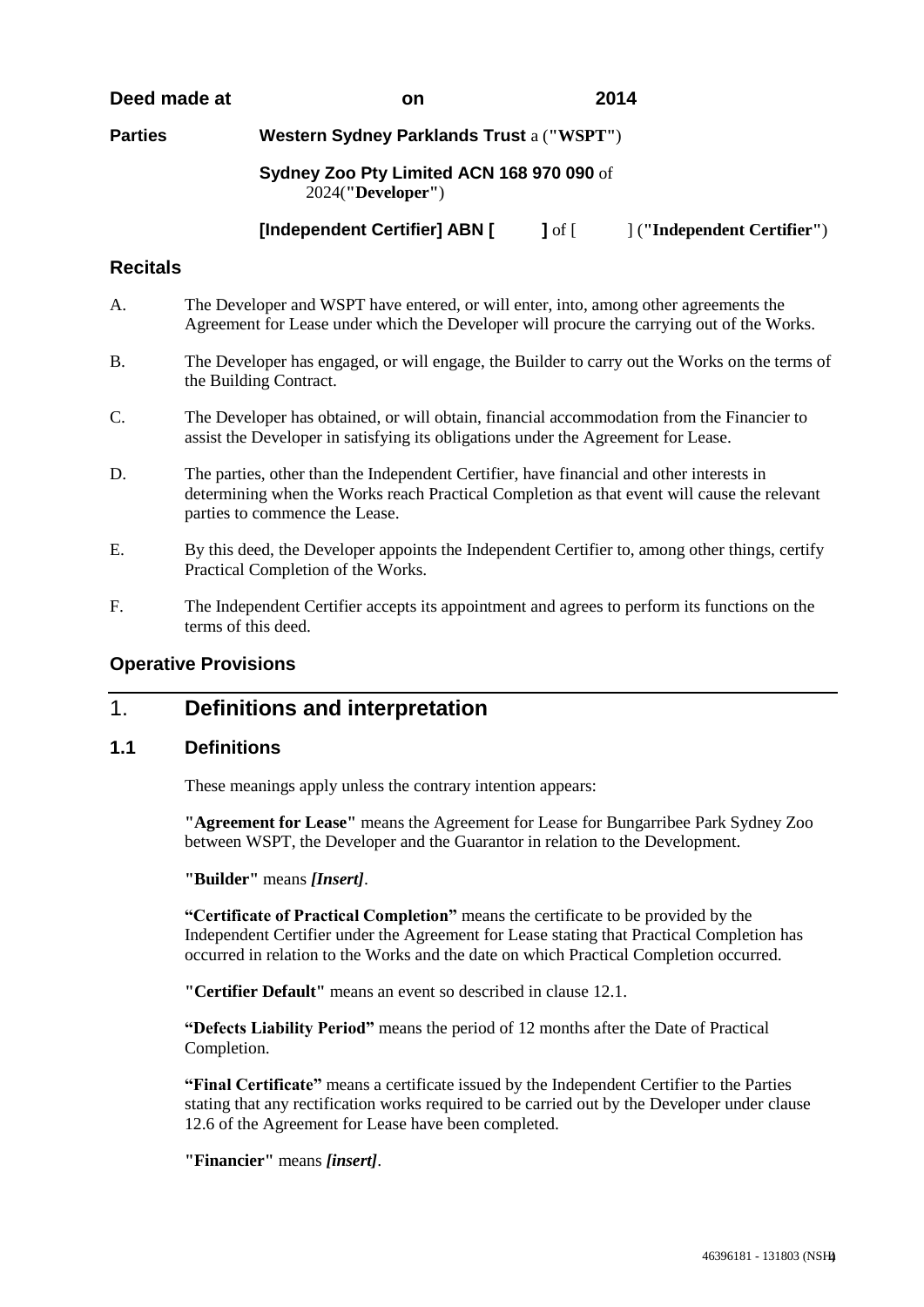**Deed made at** on 2014

**Parties** **Western Sydney Parklands Trust** a (**"WSPT"**)

**Sydney Zoo Pty Limited ACN 168 970 090** of 2024(**"Developer"**)

**[Independent Certifier] ABN [ ]** of [ ] (**"Independent Certifier"**)

## Recitals

A. The Developer and WSPT have entered, or will enter, into, among other agreements the Agreement for Lease under which the Developer will procure the carrying out of the Works.

B. The Developer has engaged, or will engage, the Builder to carry out the Works on the terms of the Building Contract.

C. The Developer has obtained, or will obtain, financial accommodation from the Financier to assist the Developer in satisfying its obligations under the Agreement for Lease.

D. The parties, other than the Independent Certifier, have financial and other interests in determining when the Works reach Practical Completion as that event will cause the relevant parties to commence the Lease.

E. By this deed, the Developer appoints the Independent Certifier to, among other things, certify Practical Completion of the Works.

F. The Independent Certifier accepts its appointment and agrees to perform its functions on the terms of this deed.

## Operative Provisions

# 1. Definitions and interpretation

### 1.1 Definitions

These meanings apply unless the contrary intention appears:

**"Agreement for Lease"** means the Agreement for Lease for Bungarribee Park Sydney Zoo between WSPT, the Developer and the Guarantor in relation to the Development.

**"Builder"** means ***[Insert]***.

**"Certificate of Practical Completion"** means the certificate to be provided by the Independent Certifier under the Agreement for Lease stating that Practical Completion has occurred in relation to the Works and the date on which Practical Completion occurred.

**"Certifier Default"** means an event so described in clause 12.1.

**"Defects Liability Period"** means the period of 12 months after the Date of Practical Completion.

**"Final Certificate"** means a certificate issued by the Independent Certifier to the Parties stating that any rectification works required to be carried out by the Developer under clause 12.6 of the Agreement for Lease have been completed.

**"Financier"** means ***[insert]***.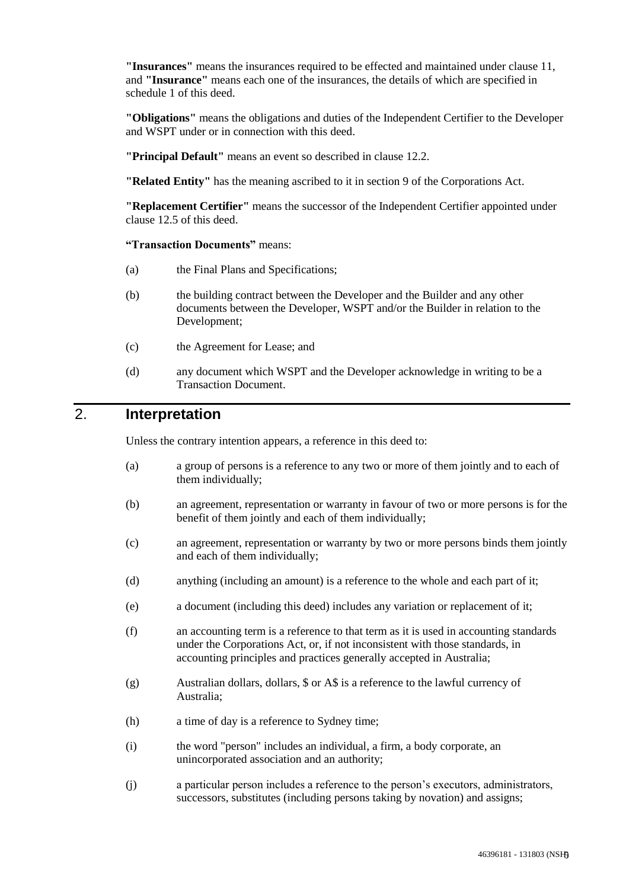**"Insurances"** means the insurances required to be effected and maintained under clause 11, and **"Insurance"** means each one of the insurances, the details of which are specified in schedule 1 of this deed.

**"Obligations"** means the obligations and duties of the Independent Certifier to the Developer and WSPT under or in connection with this deed.

**"Principal Default"** means an event so described in clause 12.2.

**"Related Entity"** has the meaning ascribed to it in section 9 of the Corporations Act.

**"Replacement Certifier"** means the successor of the Independent Certifier appointed under clause 12.5 of this deed.

**"Transaction Documents"** means:

(a) the Final Plans and Specifications;

(b) the building contract between the Developer and the Builder and any other documents between the Developer, WSPT and/or the Builder in relation to the Development;

(c) the Agreement for Lease; and

(d) any document which WSPT and the Developer acknowledge in writing to be a Transaction Document.

## 2. Interpretation

Unless the contrary intention appears, a reference in this deed to:

(a) a group of persons is a reference to any two or more of them jointly and to each of them individually;

(b) an agreement, representation or warranty in favour of two or more persons is for the benefit of them jointly and each of them individually;

(c) an agreement, representation or warranty by two or more persons binds them jointly and each of them individually;

(d) anything (including an amount) is a reference to the whole and each part of it;

(e) a document (including this deed) includes any variation or replacement of it;

(f) an accounting term is a reference to that term as it is used in accounting standards under the Corporations Act, or, if not inconsistent with those standards, in accounting principles and practices generally accepted in Australia;

(g) Australian dollars, dollars, $ or A$ is a reference to the lawful currency of Australia;

(h) a time of day is a reference to Sydney time;

(i) the word "person" includes an individual, a firm, a body corporate, an unincorporated association and an authority;

(j) a particular person includes a reference to the person's executors, administrators, successors, substitutes (including persons taking by novation) and assigns;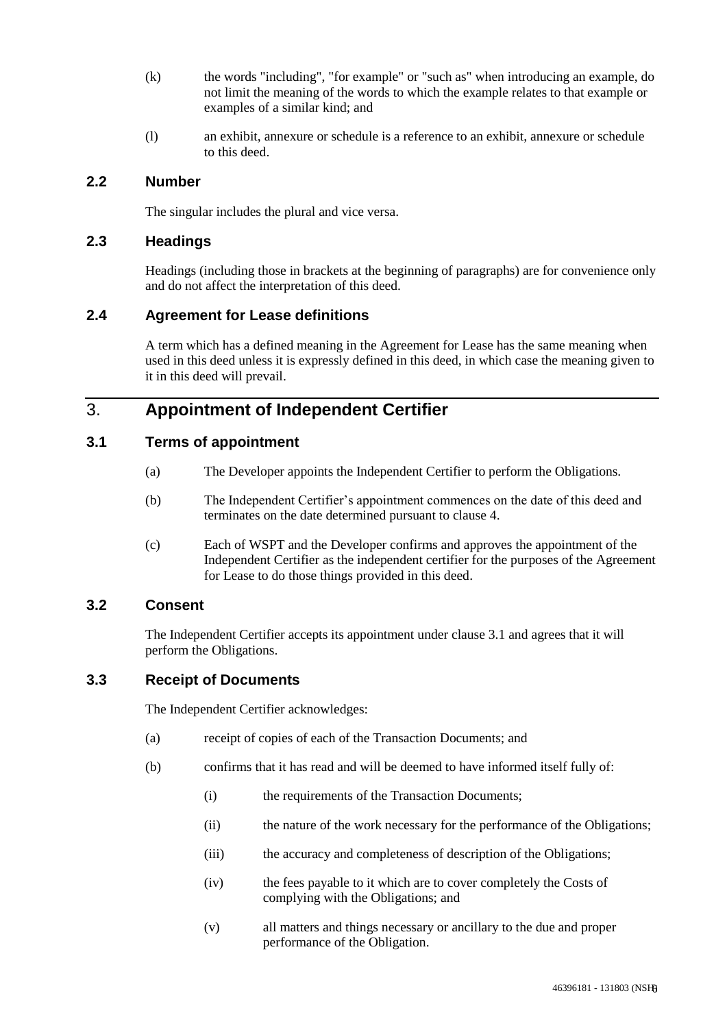(k) the words "including", "for example" or "such as" when introducing an example, do not limit the meaning of the words to which the example relates to that example or examples of a similar kind; and

(l) an exhibit, annexure or schedule is a reference to an exhibit, annexure or schedule to this deed.

### 2.2 Number

The singular includes the plural and vice versa.

### 2.3 Headings

Headings (including those in brackets at the beginning of paragraphs) are for convenience only and do not affect the interpretation of this deed.

### 2.4 Agreement for Lease definitions

A term which has a defined meaning in the Agreement for Lease has the same meaning when used in this deed unless it is expressly defined in this deed, in which case the meaning given to it in this deed will prevail.

## 3. Appointment of Independent Certifier

### 3.1 Terms of appointment

(a) The Developer appoints the Independent Certifier to perform the Obligations.

(b) The Independent Certifier's appointment commences on the date of this deed and terminates on the date determined pursuant to clause 4.

(c) Each of WSPT and the Developer confirms and approves the appointment of the Independent Certifier as the independent certifier for the purposes of the Agreement for Lease to do those things provided in this deed.

### 3.2 Consent

The Independent Certifier accepts its appointment under clause 3.1 and agrees that it will perform the Obligations.

### 3.3 Receipt of Documents

The Independent Certifier acknowledges:

(a) receipt of copies of each of the Transaction Documents; and

(b) confirms that it has read and will be deemed to have informed itself fully of:

(i) the requirements of the Transaction Documents;

(ii) the nature of the work necessary for the performance of the Obligations;

(iii) the accuracy and completeness of description of the Obligations;

(iv) the fees payable to it which are to cover completely the Costs of complying with the Obligations; and

(v) all matters and things necessary or ancillary to the due and proper performance of the Obligation.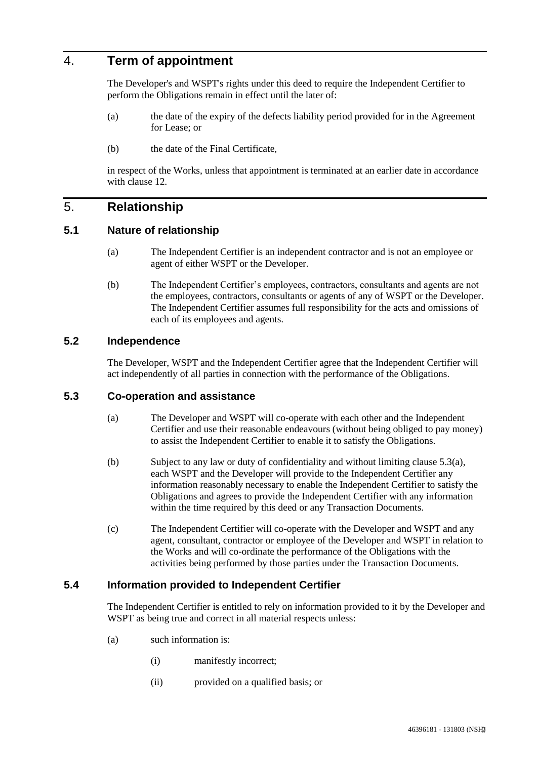## 4. Term of appointment

The Developer's and WSPT's rights under this deed to require the Independent Certifier to perform the Obligations remain in effect until the later of:

(a) the date of the expiry of the defects liability period provided for in the Agreement for Lease; or

(b) the date of the Final Certificate,

in respect of the Works, unless that appointment is terminated at an earlier date in accordance with clause 12.

## 5. Relationship

### 5.1 Nature of relationship

(a) The Independent Certifier is an independent contractor and is not an employee or agent of either WSPT or the Developer.

(b) The Independent Certifier's employees, contractors, consultants and agents are not the employees, contractors, consultants or agents of any of WSPT or the Developer. The Independent Certifier assumes full responsibility for the acts and omissions of each of its employees and agents.

### 5.2 Independence

The Developer, WSPT and the Independent Certifier agree that the Independent Certifier will act independently of all parties in connection with the performance of the Obligations.

### 5.3 Co-operation and assistance

(a) The Developer and WSPT will co-operate with each other and the Independent Certifier and use their reasonable endeavours (without being obliged to pay money) to assist the Independent Certifier to enable it to satisfy the Obligations.

(b) Subject to any law or duty of confidentiality and without limiting clause 5.3(a), each WSPT and the Developer will provide to the Independent Certifier any information reasonably necessary to enable the Independent Certifier to satisfy the Obligations and agrees to provide the Independent Certifier with any information within the time required by this deed or any Transaction Documents.

(c) The Independent Certifier will co-operate with the Developer and WSPT and any agent, consultant, contractor or employee of the Developer and WSPT in relation to the Works and will co-ordinate the performance of the Obligations with the activities being performed by those parties under the Transaction Documents.

### 5.4 Information provided to Independent Certifier

The Independent Certifier is entitled to rely on information provided to it by the Developer and WSPT as being true and correct in all material respects unless:

(a) such information is:

(i) manifestly incorrect;

(ii) provided on a qualified basis; or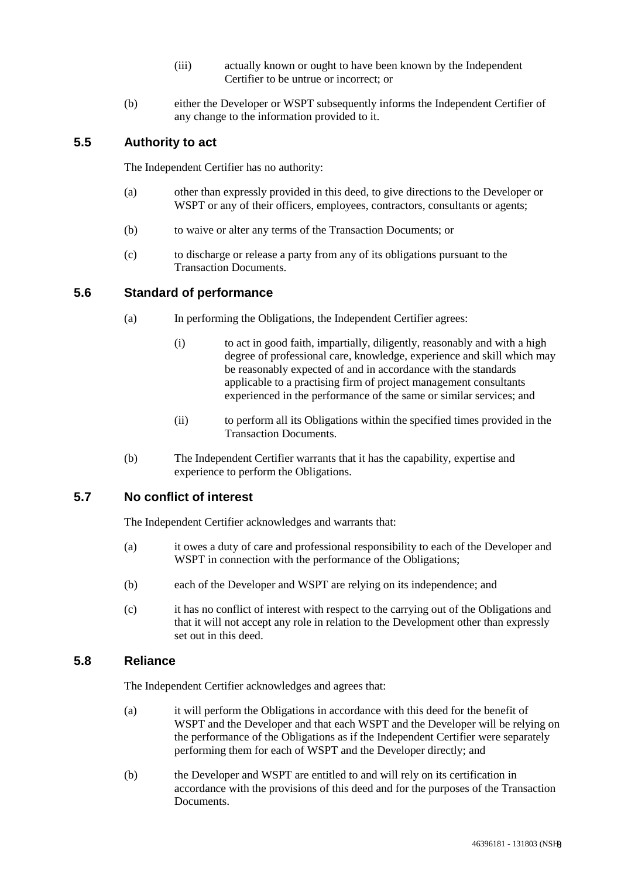(iii) actually known or ought to have been known by the Independent Certifier to be untrue or incorrect; or

(b) either the Developer or WSPT subsequently informs the Independent Certifier of any change to the information provided to it.

## 5.5 Authority to act

The Independent Certifier has no authority:

(a) other than expressly provided in this deed, to give directions to the Developer or WSPT or any of their officers, employees, contractors, consultants or agents;

(b) to waive or alter any terms of the Transaction Documents; or

(c) to discharge or release a party from any of its obligations pursuant to the Transaction Documents.

## 5.6 Standard of performance

(a) In performing the Obligations, the Independent Certifier agrees:

(i) to act in good faith, impartially, diligently, reasonably and with a high degree of professional care, knowledge, experience and skill which may be reasonably expected of and in accordance with the standards applicable to a practising firm of project management consultants experienced in the performance of the same or similar services; and

(ii) to perform all its Obligations within the specified times provided in the Transaction Documents.

(b) The Independent Certifier warrants that it has the capability, expertise and experience to perform the Obligations.

## 5.7 No conflict of interest

The Independent Certifier acknowledges and warrants that:

(a) it owes a duty of care and professional responsibility to each of the Developer and WSPT in connection with the performance of the Obligations;

(b) each of the Developer and WSPT are relying on its independence; and

(c) it has no conflict of interest with respect to the carrying out of the Obligations and that it will not accept any role in relation to the Development other than expressly set out in this deed.

## 5.8 Reliance

The Independent Certifier acknowledges and agrees that:

(a) it will perform the Obligations in accordance with this deed for the benefit of WSPT and the Developer and that each WSPT and the Developer will be relying on the performance of the Obligations as if the Independent Certifier were separately performing them for each of WSPT and the Developer directly; and

(b) the Developer and WSPT are entitled to and will rely on its certification in accordance with the provisions of this deed and for the purposes of the Transaction Documents.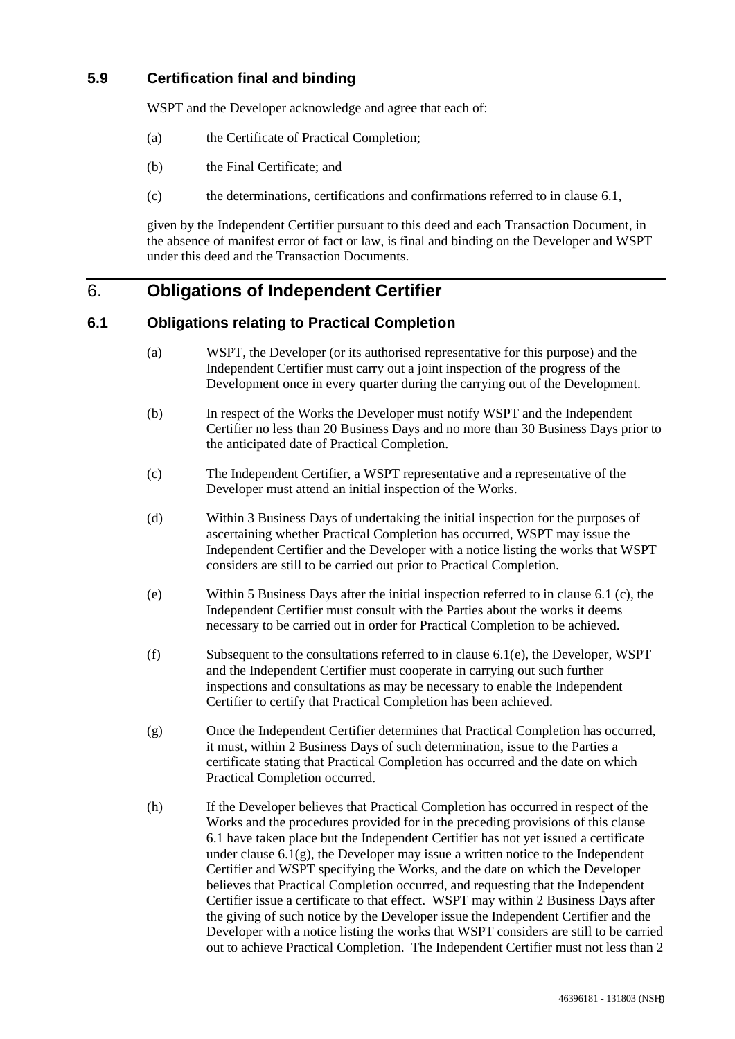### 5.9 Certification final and binding

WSPT and the Developer acknowledge and agree that each of:

(a) the Certificate of Practical Completion;

(b) the Final Certificate; and

(c) the determinations, certifications and confirmations referred to in clause 6.1,

given by the Independent Certifier pursuant to this deed and each Transaction Document, in the absence of manifest error of fact or law, is final and binding on the Developer and WSPT under this deed and the Transaction Documents.

## 6. Obligations of Independent Certifier

### 6.1 Obligations relating to Practical Completion

(a) WSPT, the Developer (or its authorised representative for this purpose) and the Independent Certifier must carry out a joint inspection of the progress of the Development once in every quarter during the carrying out of the Development.

(b) In respect of the Works the Developer must notify WSPT and the Independent Certifier no less than 20 Business Days and no more than 30 Business Days prior to the anticipated date of Practical Completion.

(c) The Independent Certifier, a WSPT representative and a representative of the Developer must attend an initial inspection of the Works.

(d) Within 3 Business Days of undertaking the initial inspection for the purposes of ascertaining whether Practical Completion has occurred, WSPT may issue the Independent Certifier and the Developer with a notice listing the works that WSPT considers are still to be carried out prior to Practical Completion.

(e) Within 5 Business Days after the initial inspection referred to in clause 6.1 (c), the Independent Certifier must consult with the Parties about the works it deems necessary to be carried out in order for Practical Completion to be achieved.

(f) Subsequent to the consultations referred to in clause 6.1(e), the Developer, WSPT and the Independent Certifier must cooperate in carrying out such further inspections and consultations as may be necessary to enable the Independent Certifier to certify that Practical Completion has been achieved.

(g) Once the Independent Certifier determines that Practical Completion has occurred, it must, within 2 Business Days of such determination, issue to the Parties a certificate stating that Practical Completion has occurred and the date on which Practical Completion occurred.

(h) If the Developer believes that Practical Completion has occurred in respect of the Works and the procedures provided for in the preceding provisions of this clause 6.1 have taken place but the Independent Certifier has not yet issued a certificate under clause 6.1(g), the Developer may issue a written notice to the Independent Certifier and WSPT specifying the Works, and the date on which the Developer believes that Practical Completion occurred, and requesting that the Independent Certifier issue a certificate to that effect. WSPT may within 2 Business Days after the giving of such notice by the Developer issue the Independent Certifier and the Developer with a notice listing the works that WSPT considers are still to be carried out to achieve Practical Completion. The Independent Certifier must not less than 2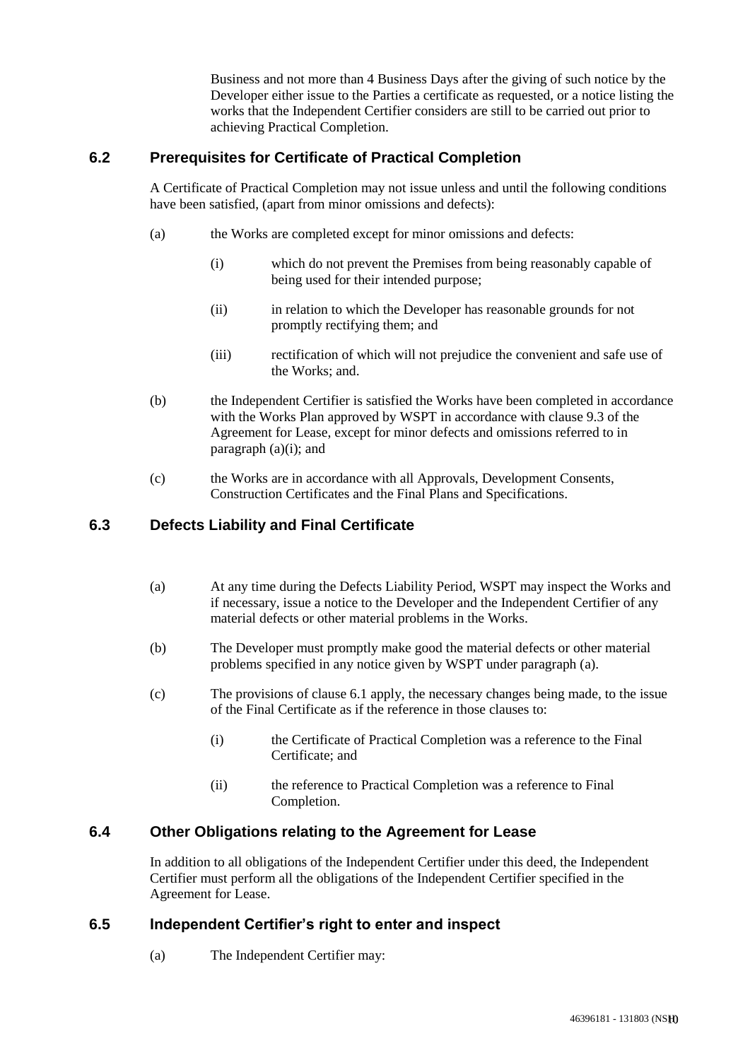Business and not more than 4 Business Days after the giving of such notice by the Developer either issue to the Parties a certificate as requested, or a notice listing the works that the Independent Certifier considers are still to be carried out prior to achieving Practical Completion.

## 6.2 Prerequisites for Certificate of Practical Completion

A Certificate of Practical Completion may not issue unless and until the following conditions have been satisfied, (apart from minor omissions and defects):

(a) the Works are completed except for minor omissions and defects:

(i) which do not prevent the Premises from being reasonably capable of being used for their intended purpose;

(ii) in relation to which the Developer has reasonable grounds for not promptly rectifying them; and

(iii) rectification of which will not prejudice the convenient and safe use of the Works; and.

(b) the Independent Certifier is satisfied the Works have been completed in accordance with the Works Plan approved by WSPT in accordance with clause 9.3 of the Agreement for Lease, except for minor defects and omissions referred to in paragraph (a)(i); and

(c) the Works are in accordance with all Approvals, Development Consents, Construction Certificates and the Final Plans and Specifications.

## 6.3 Defects Liability and Final Certificate

(a) At any time during the Defects Liability Period, WSPT may inspect the Works and if necessary, issue a notice to the Developer and the Independent Certifier of any material defects or other material problems in the Works.

(b) The Developer must promptly make good the material defects or other material problems specified in any notice given by WSPT under paragraph (a).

(c) The provisions of clause 6.1 apply, the necessary changes being made, to the issue of the Final Certificate as if the reference in those clauses to:

(i) the Certificate of Practical Completion was a reference to the Final Certificate; and

(ii) the reference to Practical Completion was a reference to Final Completion.

## 6.4 Other Obligations relating to the Agreement for Lease

In addition to all obligations of the Independent Certifier under this deed, the Independent Certifier must perform all the obligations of the Independent Certifier specified in the Agreement for Lease.

## 6.5 Independent Certifier's right to enter and inspect

(a) The Independent Certifier may: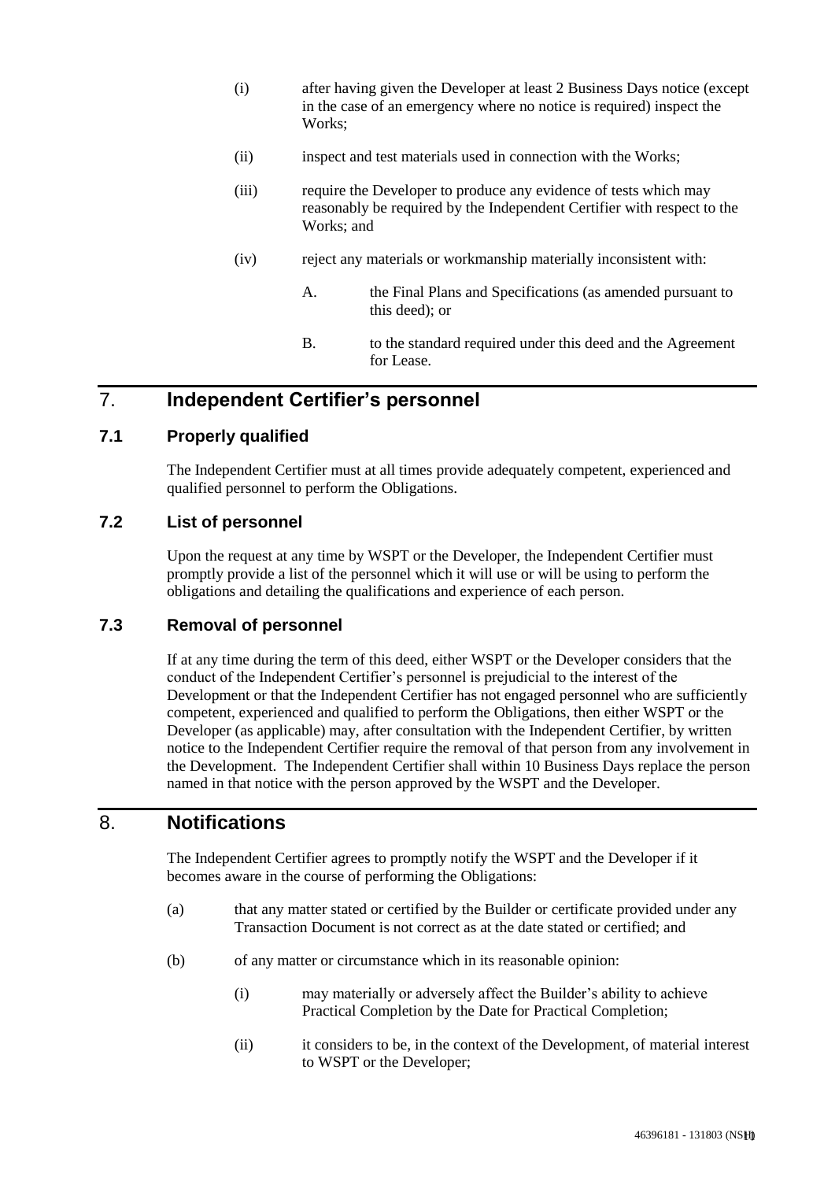(i) after having given the Developer at least 2 Business Days notice (except in the case of an emergency where no notice is required) inspect the Works;

(ii) inspect and test materials used in connection with the Works;

(iii) require the Developer to produce any evidence of tests which may reasonably be required by the Independent Certifier with respect to the Works; and

(iv) reject any materials or workmanship materially inconsistent with:

A. the Final Plans and Specifications (as amended pursuant to this deed); or

B. to the standard required under this deed and the Agreement for Lease.

# 7. Independent Certifier's personnel

## 7.1 Properly qualified

The Independent Certifier must at all times provide adequately competent, experienced and qualified personnel to perform the Obligations.

## 7.2 List of personnel

Upon the request at any time by WSPT or the Developer, the Independent Certifier must promptly provide a list of the personnel which it will use or will be using to perform the obligations and detailing the qualifications and experience of each person.

## 7.3 Removal of personnel

If at any time during the term of this deed, either WSPT or the Developer considers that the conduct of the Independent Certifier's personnel is prejudicial to the interest of the Development or that the Independent Certifier has not engaged personnel who are sufficiently competent, experienced and qualified to perform the Obligations, then either WSPT or the Developer (as applicable) may, after consultation with the Independent Certifier, by written notice to the Independent Certifier require the removal of that person from any involvement in the Development. The Independent Certifier shall within 10 Business Days replace the person named in that notice with the person approved by the WSPT and the Developer.

# 8. Notifications

The Independent Certifier agrees to promptly notify the WSPT and the Developer if it becomes aware in the course of performing the Obligations:

(a) that any matter stated or certified by the Builder or certificate provided under any Transaction Document is not correct as at the date stated or certified; and

(b) of any matter or circumstance which in its reasonable opinion:

(i) may materially or adversely affect the Builder's ability to achieve Practical Completion by the Date for Practical Completion;

(ii) it considers to be, in the context of the Development, of material interest to WSPT or the Developer;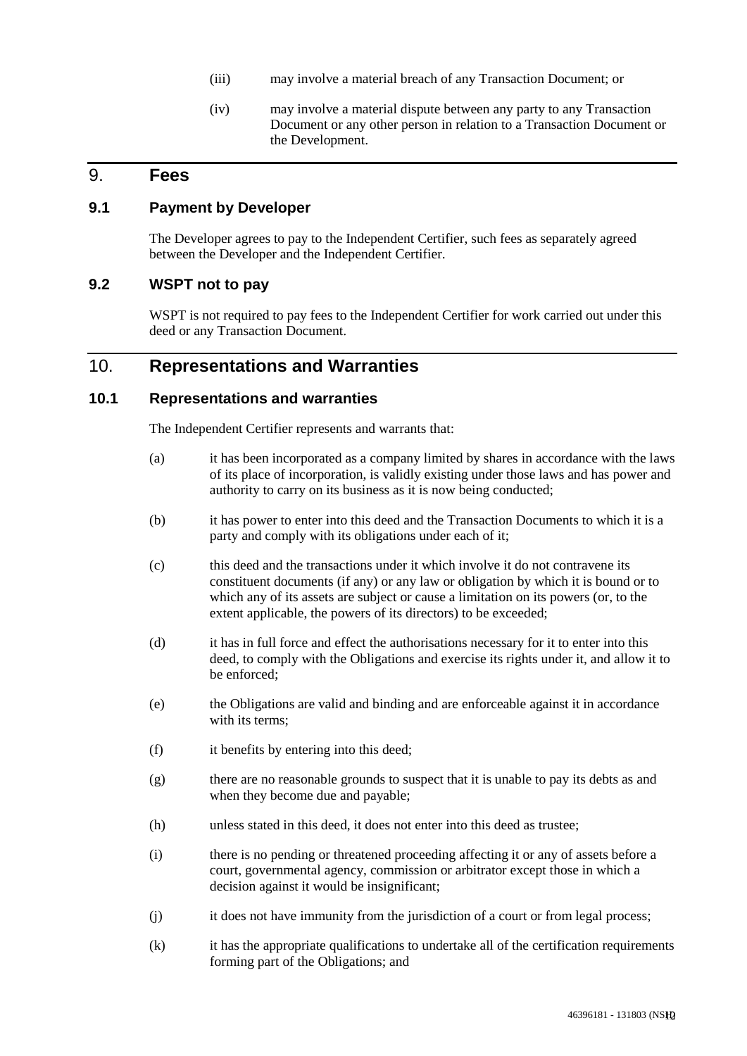(iii) may involve a material breach of any Transaction Document; or

(iv) may involve a material dispute between any party to any Transaction Document or any other person in relation to a Transaction Document or the Development.

# 9. Fees

## 9.1 Payment by Developer

The Developer agrees to pay to the Independent Certifier, such fees as separately agreed between the Developer and the Independent Certifier.

## 9.2 WSPT not to pay

WSPT is not required to pay fees to the Independent Certifier for work carried out under this deed or any Transaction Document.

# 10. Representations and Warranties

## 10.1 Representations and warranties

The Independent Certifier represents and warrants that:

(a) it has been incorporated as a company limited by shares in accordance with the laws of its place of incorporation, is validly existing under those laws and has power and authority to carry on its business as it is now being conducted;

(b) it has power to enter into this deed and the Transaction Documents to which it is a party and comply with its obligations under each of it;

(c) this deed and the transactions under it which involve it do not contravene its constituent documents (if any) or any law or obligation by which it is bound or to which any of its assets are subject or cause a limitation on its powers (or, to the extent applicable, the powers of its directors) to be exceeded;

(d) it has in full force and effect the authorisations necessary for it to enter into this deed, to comply with the Obligations and exercise its rights under it, and allow it to be enforced;

(e) the Obligations are valid and binding and are enforceable against it in accordance with its terms;

(f) it benefits by entering into this deed;

(g) there are no reasonable grounds to suspect that it is unable to pay its debts as and when they become due and payable;

(h) unless stated in this deed, it does not enter into this deed as trustee;

(i) there is no pending or threatened proceeding affecting it or any of assets before a court, governmental agency, commission or arbitrator except those in which a decision against it would be insignificant;

(j) it does not have immunity from the jurisdiction of a court or from legal process;

(k) it has the appropriate qualifications to undertake all of the certification requirements forming part of the Obligations; and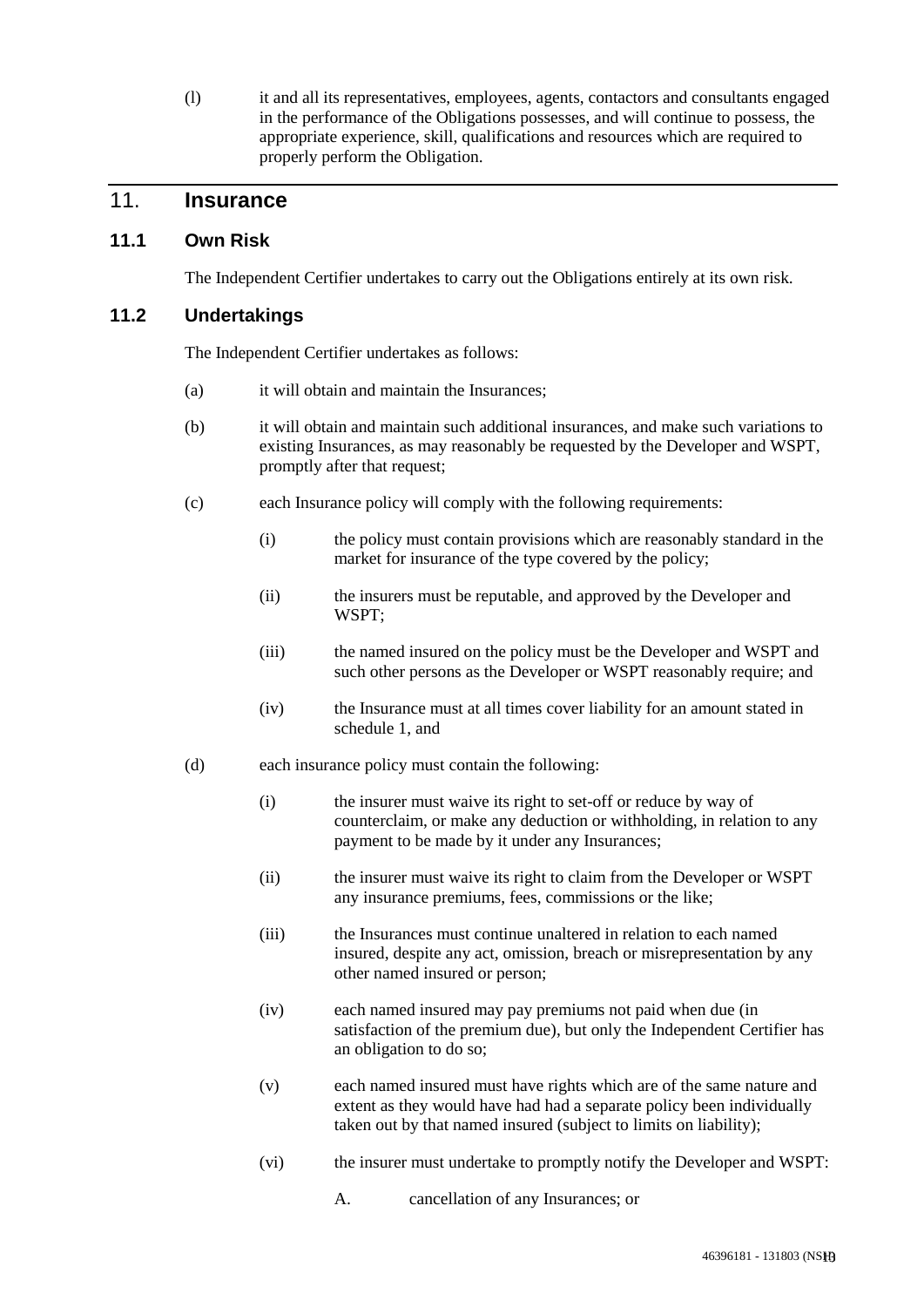(l) it and all its representatives, employees, agents, contactors and consultants engaged in the performance of the Obligations possesses, and will continue to possess, the appropriate experience, skill, qualifications and resources which are required to properly perform the Obligation.

# 11. Insurance

## 11.1 Own Risk

The Independent Certifier undertakes to carry out the Obligations entirely at its own risk.

## 11.2 Undertakings

The Independent Certifier undertakes as follows:

(a) it will obtain and maintain the Insurances;

(b) it will obtain and maintain such additional insurances, and make such variations to existing Insurances, as may reasonably be requested by the Developer and WSPT, promptly after that request;

(c) each Insurance policy will comply with the following requirements:

(i) the policy must contain provisions which are reasonably standard in the market for insurance of the type covered by the policy;

(ii) the insurers must be reputable, and approved by the Developer and WSPT;

(iii) the named insured on the policy must be the Developer and WSPT and such other persons as the Developer or WSPT reasonably require; and

(iv) the Insurance must at all times cover liability for an amount stated in schedule 1, and

(d) each insurance policy must contain the following:

(i) the insurer must waive its right to set-off or reduce by way of counterclaim, or make any deduction or withholding, in relation to any payment to be made by it under any Insurances;

(ii) the insurer must waive its right to claim from the Developer or WSPT any insurance premiums, fees, commissions or the like;

(iii) the Insurances must continue unaltered in relation to each named insured, despite any act, omission, breach or misrepresentation by any other named insured or person;

(iv) each named insured may pay premiums not paid when due (in satisfaction of the premium due), but only the Independent Certifier has an obligation to do so;

(v) each named insured must have rights which are of the same nature and extent as they would have had had a separate policy been individually taken out by that named insured (subject to limits on liability);

(vi) the insurer must undertake to promptly notify the Developer and WSPT:

A. cancellation of any Insurances; or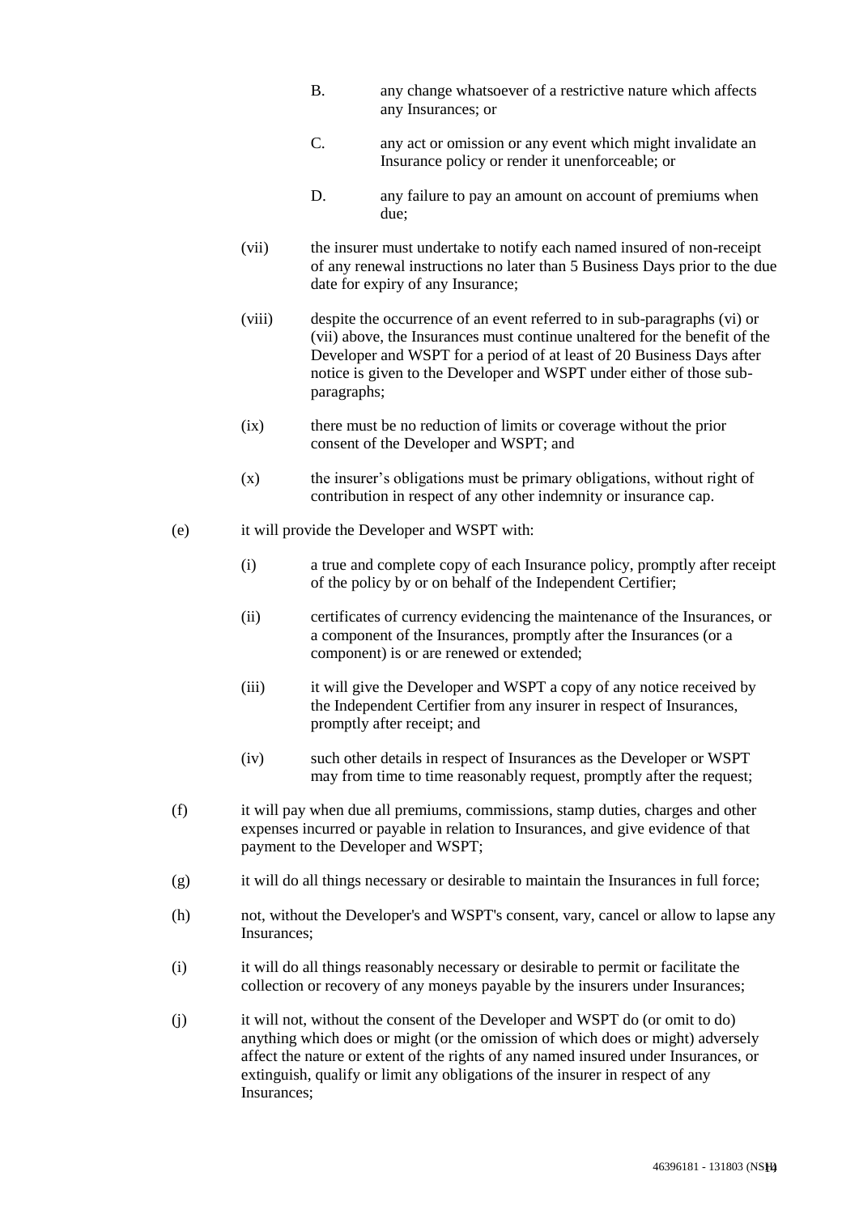B. any change whatsoever of a restrictive nature which affects any Insurances; or

C. any act or omission or any event which might invalidate an Insurance policy or render it unenforceable; or

D. any failure to pay an amount on account of premiums when due;

(vii) the insurer must undertake to notify each named insured of non-receipt of any renewal instructions no later than 5 Business Days prior to the due date for expiry of any Insurance;

(viii) despite the occurrence of an event referred to in sub-paragraphs (vi) or (vii) above, the Insurances must continue unaltered for the benefit of the Developer and WSPT for a period of at least of 20 Business Days after notice is given to the Developer and WSPT under either of those sub-paragraphs;

(ix) there must be no reduction of limits or coverage without the prior consent of the Developer and WSPT; and

(x) the insurer's obligations must be primary obligations, without right of contribution in respect of any other indemnity or insurance cap.

(e) it will provide the Developer and WSPT with:

(i) a true and complete copy of each Insurance policy, promptly after receipt of the policy by or on behalf of the Independent Certifier;

(ii) certificates of currency evidencing the maintenance of the Insurances, or a component of the Insurances, promptly after the Insurances (or a component) is or are renewed or extended;

(iii) it will give the Developer and WSPT a copy of any notice received by the Independent Certifier from any insurer in respect of Insurances, promptly after receipt; and

(iv) such other details in respect of Insurances as the Developer or WSPT may from time to time reasonably request, promptly after the request;

(f) it will pay when due all premiums, commissions, stamp duties, charges and other expenses incurred or payable in relation to Insurances, and give evidence of that payment to the Developer and WSPT;

(g) it will do all things necessary or desirable to maintain the Insurances in full force;

(h) not, without the Developer's and WSPT's consent, vary, cancel or allow to lapse any Insurances;

(i) it will do all things reasonably necessary or desirable to permit or facilitate the collection or recovery of any moneys payable by the insurers under Insurances;

(j) it will not, without the consent of the Developer and WSPT do (or omit to do) anything which does or might (or the omission of which does or might) adversely affect the nature or extent of the rights of any named insured under Insurances, or extinguish, qualify or limit any obligations of the insurer in respect of any Insurances;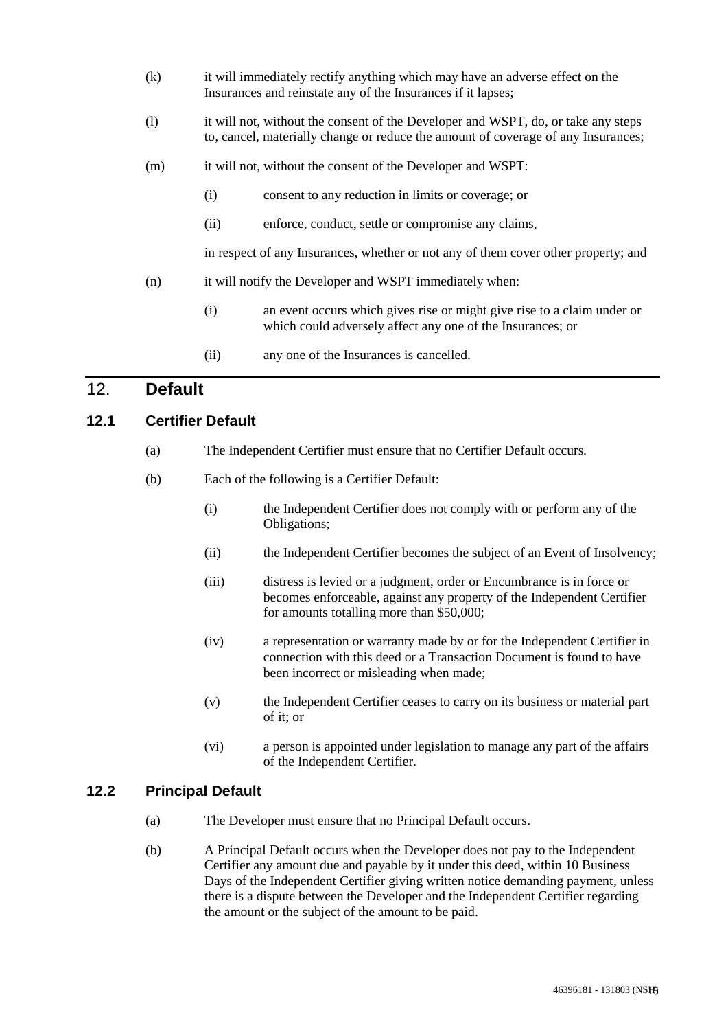(k) it will immediately rectify anything which may have an adverse effect on the Insurances and reinstate any of the Insurances if it lapses;

(l) it will not, without the consent of the Developer and WSPT, do, or take any steps to, cancel, materially change or reduce the amount of coverage of any Insurances;

(m) it will not, without the consent of the Developer and WSPT:

  (i) consent to any reduction in limits or coverage; or

  (ii) enforce, conduct, settle or compromise any claims,

  in respect of any Insurances, whether or not any of them cover other property; and

(n) it will notify the Developer and WSPT immediately when:

  (i) an event occurs which gives rise or might give rise to a claim under or which could adversely affect any one of the Insurances; or

  (ii) any one of the Insurances is cancelled.

## 12. **Default**

### **12.1 Certifier Default**

(a) The Independent Certifier must ensure that no Certifier Default occurs.

(b) Each of the following is a Certifier Default:

  (i) the Independent Certifier does not comply with or perform any of the Obligations;

  (ii) the Independent Certifier becomes the subject of an Event of Insolvency;

  (iii) distress is levied or a judgment, order or Encumbrance is in force or becomes enforceable, against any property of the Independent Certifier for amounts totalling more than $50,000;

  (iv) a representation or warranty made by or for the Independent Certifier in connection with this deed or a Transaction Document is found to have been incorrect or misleading when made;

  (v) the Independent Certifier ceases to carry on its business or material part of it; or

  (vi) a person is appointed under legislation to manage any part of the affairs of the Independent Certifier.

### **12.2 Principal Default**

(a) The Developer must ensure that no Principal Default occurs.

(b) A Principal Default occurs when the Developer does not pay to the Independent Certifier any amount due and payable by it under this deed, within 10 Business Days of the Independent Certifier giving written notice demanding payment, unless there is a dispute between the Developer and the Independent Certifier regarding the amount or the subject of the amount to be paid.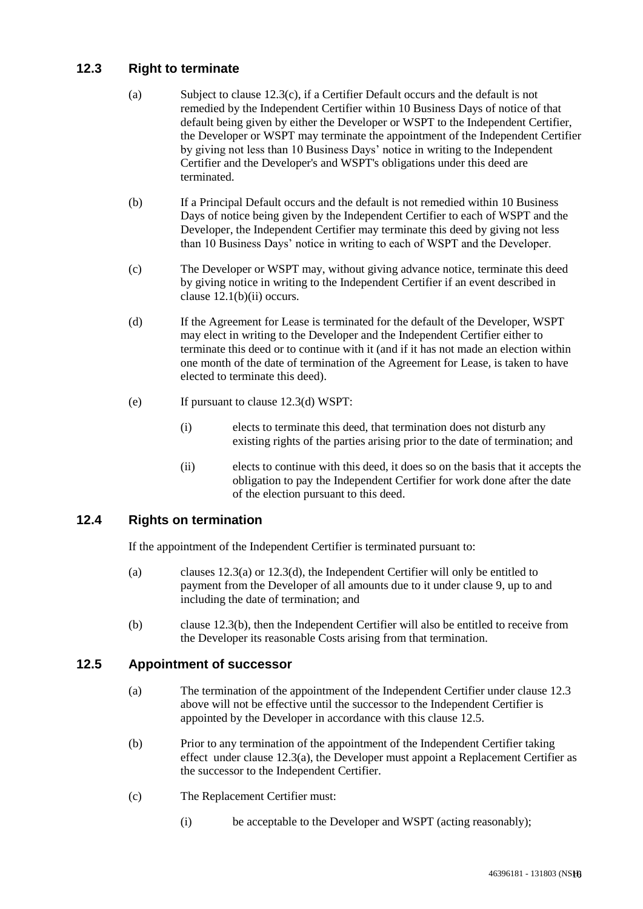## 12.3 Right to terminate

(a) Subject to clause 12.3(c), if a Certifier Default occurs and the default is not remedied by the Independent Certifier within 10 Business Days of notice of that default being given by either the Developer or WSPT to the Independent Certifier, the Developer or WSPT may terminate the appointment of the Independent Certifier by giving not less than 10 Business Days' notice in writing to the Independent Certifier and the Developer's and WSPT's obligations under this deed are terminated.

(b) If a Principal Default occurs and the default is not remedied within 10 Business Days of notice being given by the Independent Certifier to each of WSPT and the Developer, the Independent Certifier may terminate this deed by giving not less than 10 Business Days' notice in writing to each of WSPT and the Developer.

(c) The Developer or WSPT may, without giving advance notice, terminate this deed by giving notice in writing to the Independent Certifier if an event described in clause 12.1(b)(ii) occurs.

(d) If the Agreement for Lease is terminated for the default of the Developer, WSPT may elect in writing to the Developer and the Independent Certifier either to terminate this deed or to continue with it (and if it has not made an election within one month of the date of termination of the Agreement for Lease, is taken to have elected to terminate this deed).

(e) If pursuant to clause 12.3(d) WSPT:

   (i) elects to terminate this deed, that termination does not disturb any existing rights of the parties arising prior to the date of termination; and

   (ii) elects to continue with this deed, it does so on the basis that it accepts the obligation to pay the Independent Certifier for work done after the date of the election pursuant to this deed.

## 12.4 Rights on termination

If the appointment of the Independent Certifier is terminated pursuant to:

(a) clauses 12.3(a) or 12.3(d), the Independent Certifier will only be entitled to payment from the Developer of all amounts due to it under clause 9, up to and including the date of termination; and

(b) clause 12.3(b), then the Independent Certifier will also be entitled to receive from the Developer its reasonable Costs arising from that termination.

## 12.5 Appointment of successor

(a) The termination of the appointment of the Independent Certifier under clause 12.3 above will not be effective until the successor to the Independent Certifier is appointed by the Developer in accordance with this clause 12.5.

(b) Prior to any termination of the appointment of the Independent Certifier taking effect under clause 12.3(a), the Developer must appoint a Replacement Certifier as the successor to the Independent Certifier.

(c) The Replacement Certifier must:

   (i) be acceptable to the Developer and WSPT (acting reasonably);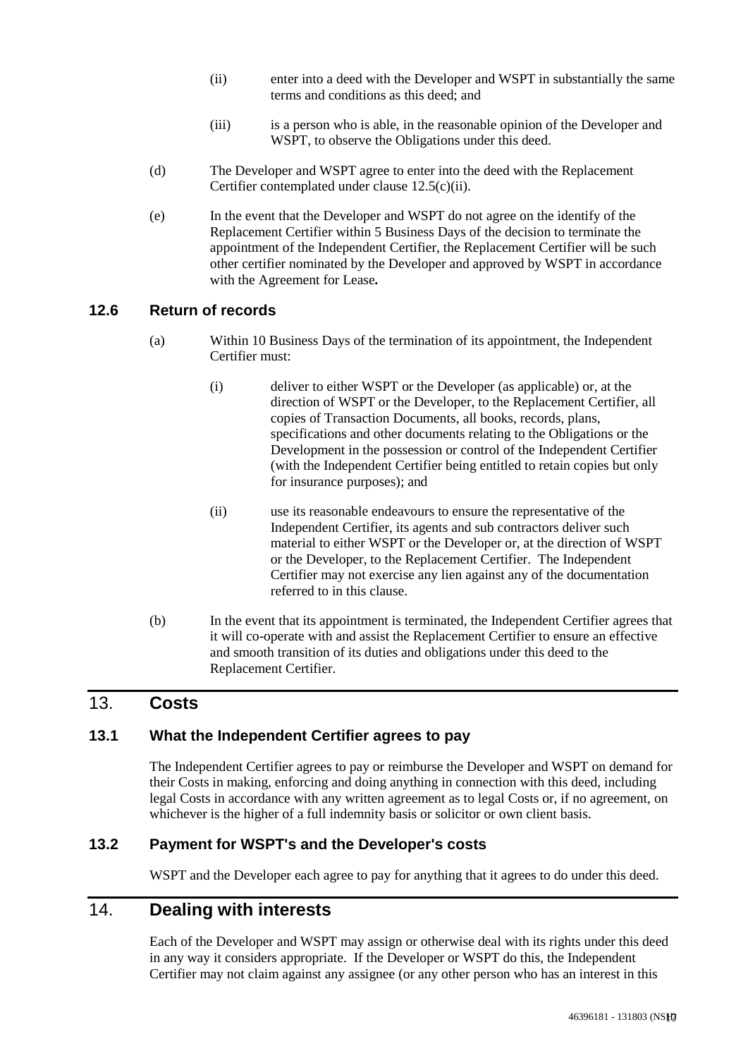(ii) enter into a deed with the Developer and WSPT in substantially the same terms and conditions as this deed; and

(iii) is a person who is able, in the reasonable opinion of the Developer and WSPT, to observe the Obligations under this deed.

(d) The Developer and WSPT agree to enter into the deed with the Replacement Certifier contemplated under clause 12.5(c)(ii).

(e) In the event that the Developer and WSPT do not agree on the identify of the Replacement Certifier within 5 Business Days of the decision to terminate the appointment of the Independent Certifier, the Replacement Certifier will be such other certifier nominated by the Developer and approved by WSPT in accordance with the Agreement for Lease**.**

### 12.6 Return of records

(a) Within 10 Business Days of the termination of its appointment, the Independent Certifier must:

(i) deliver to either WSPT or the Developer (as applicable) or, at the direction of WSPT or the Developer, to the Replacement Certifier, all copies of Transaction Documents, all books, records, plans, specifications and other documents relating to the Obligations or the Development in the possession or control of the Independent Certifier (with the Independent Certifier being entitled to retain copies but only for insurance purposes); and

(ii) use its reasonable endeavours to ensure the representative of the Independent Certifier, its agents and sub contractors deliver such material to either WSPT or the Developer or, at the direction of WSPT or the Developer, to the Replacement Certifier. The Independent Certifier may not exercise any lien against any of the documentation referred to in this clause.

(b) In the event that its appointment is terminated, the Independent Certifier agrees that it will co-operate with and assist the Replacement Certifier to ensure an effective and smooth transition of its duties and obligations under this deed to the Replacement Certifier.

## 13. Costs

### 13.1 What the Independent Certifier agrees to pay

The Independent Certifier agrees to pay or reimburse the Developer and WSPT on demand for their Costs in making, enforcing and doing anything in connection with this deed, including legal Costs in accordance with any written agreement as to legal Costs or, if no agreement, on whichever is the higher of a full indemnity basis or solicitor or own client basis.

### 13.2 Payment for WSPT's and the Developer's costs

WSPT and the Developer each agree to pay for anything that it agrees to do under this deed.

## 14. Dealing with interests

Each of the Developer and WSPT may assign or otherwise deal with its rights under this deed in any way it considers appropriate. If the Developer or WSPT do this, the Independent Certifier may not claim against any assignee (or any other person who has an interest in this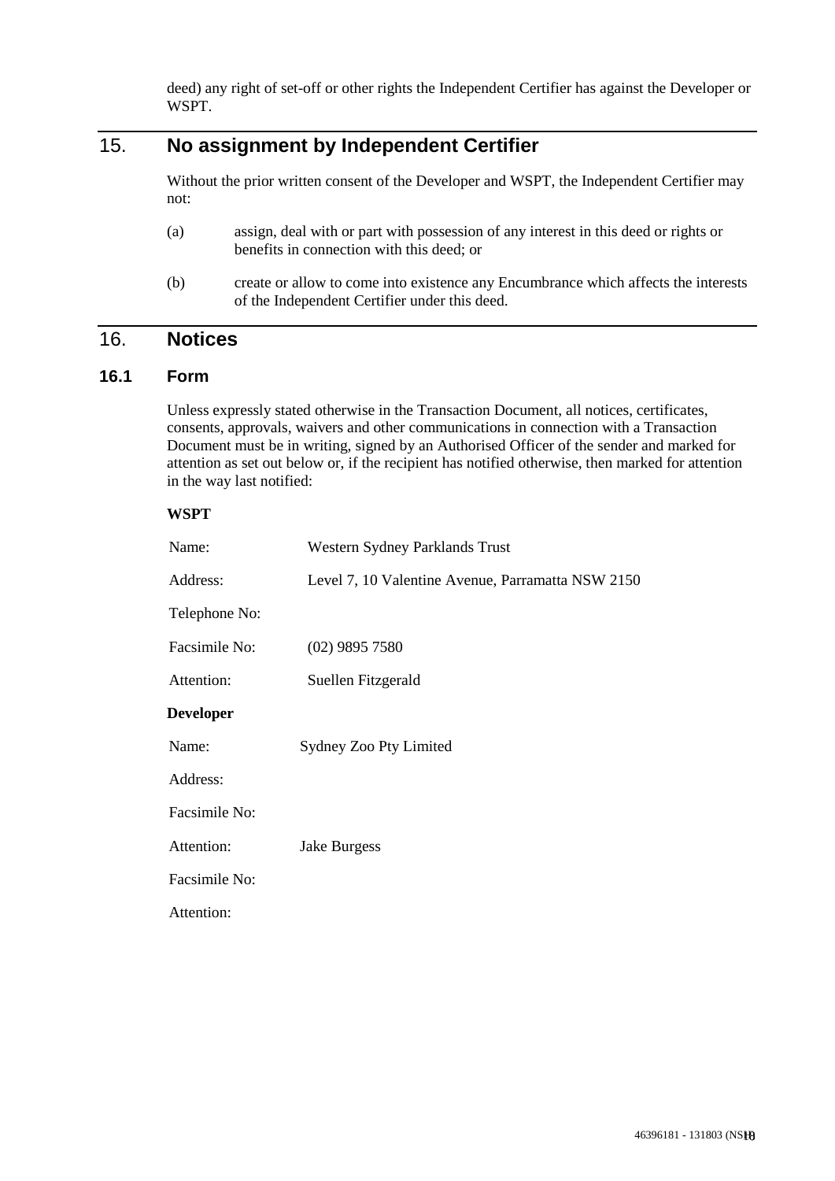deed) any right of set-off or other rights the Independent Certifier has against the Developer or WSPT.

## 15. No assignment by Independent Certifier

Without the prior written consent of the Developer and WSPT, the Independent Certifier may not:

(a) assign, deal with or part with possession of any interest in this deed or rights or benefits in connection with this deed; or

(b) create or allow to come into existence any Encumbrance which affects the interests of the Independent Certifier under this deed.

## 16. Notices

### 16.1 Form

Unless expressly stated otherwise in the Transaction Document, all notices, certificates, consents, approvals, waivers and other communications in connection with a Transaction Document must be in writing, signed by an Authorised Officer of the sender and marked for attention as set out below or, if the recipient has notified otherwise, then marked for attention in the way last notified:

**WSPT**

| | |
|---|---|
| Name: | Western Sydney Parklands Trust |
| Address: | Level 7, 10 Valentine Avenue, Parramatta NSW 2150 |
| Telephone No: | |
| Facsimile No: | (02) 9895 7580 |
| Attention: | Suellen Fitzgerald |

**Developer**

| | |
|---|---|
| Name: | Sydney Zoo Pty Limited |
| Address: | |
| Facsimile No: | |
| Attention: | Jake Burgess |
| Facsimile No: | |
| Attention: | |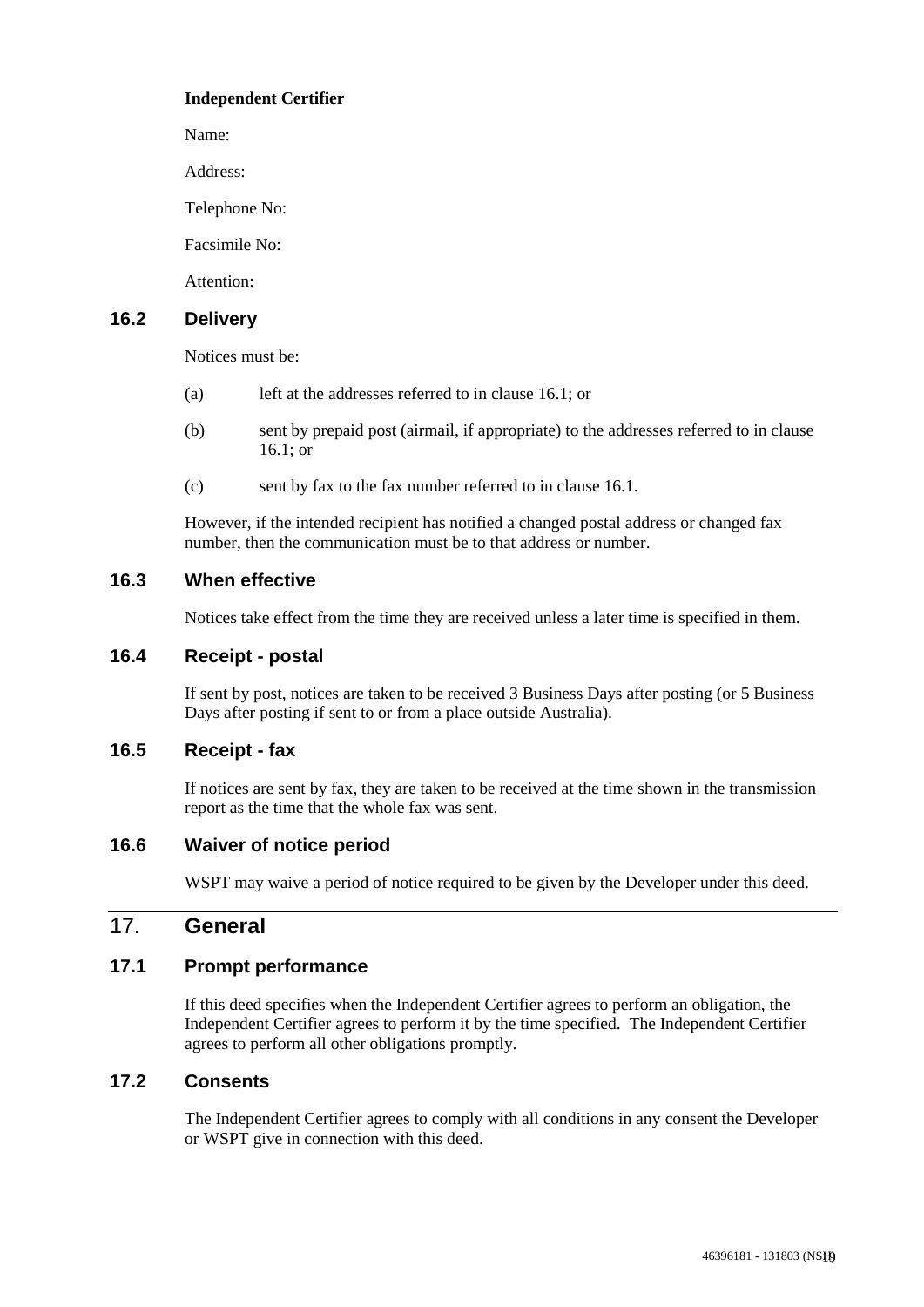**Independent Certifier**

Name:

Address:

Telephone No:

Facsimile No:

Attention:

### 16.2 Delivery

Notices must be:

(a) left at the addresses referred to in clause 16.1; or

(b) sent by prepaid post (airmail, if appropriate) to the addresses referred to in clause 16.1; or

(c) sent by fax to the fax number referred to in clause 16.1.

However, if the intended recipient has notified a changed postal address or changed fax number, then the communication must be to that address or number.

### 16.3 When effective

Notices take effect from the time they are received unless a later time is specified in them.

### 16.4 Receipt - postal

If sent by post, notices are taken to be received 3 Business Days after posting (or 5 Business Days after posting if sent to or from a place outside Australia).

### 16.5 Receipt - fax

If notices are sent by fax, they are taken to be received at the time shown in the transmission report as the time that the whole fax was sent.

### 16.6 Waiver of notice period

WSPT may waive a period of notice required to be given by the Developer under this deed.

## 17. General

### 17.1 Prompt performance

If this deed specifies when the Independent Certifier agrees to perform an obligation, the Independent Certifier agrees to perform it by the time specified. The Independent Certifier agrees to perform all other obligations promptly.

### 17.2 Consents

The Independent Certifier agrees to comply with all conditions in any consent the Developer or WSPT give in connection with this deed.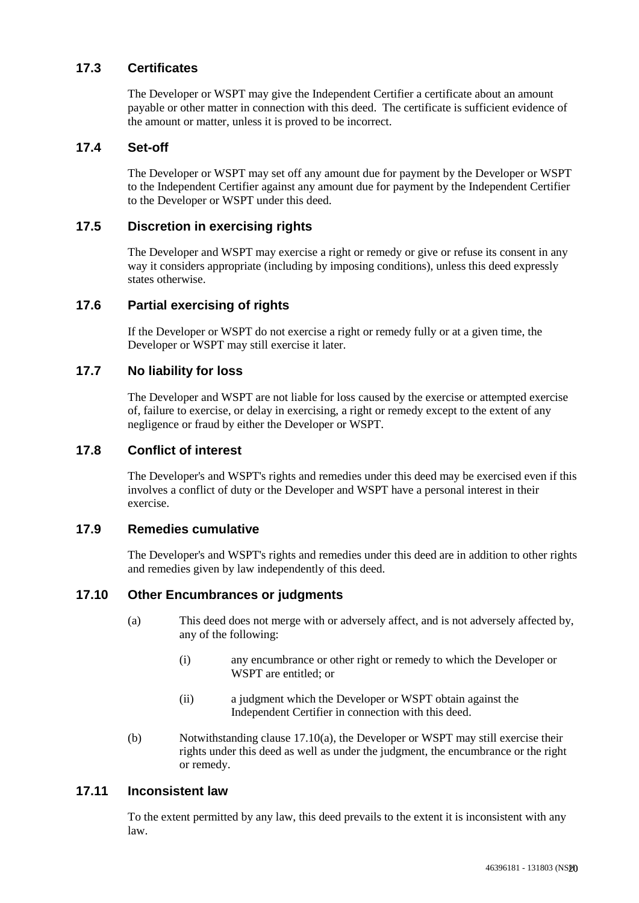### 17.3 Certificates

The Developer or WSPT may give the Independent Certifier a certificate about an amount payable or other matter in connection with this deed. The certificate is sufficient evidence of the amount or matter, unless it is proved to be incorrect.

### 17.4 Set-off

The Developer or WSPT may set off any amount due for payment by the Developer or WSPT to the Independent Certifier against any amount due for payment by the Independent Certifier to the Developer or WSPT under this deed.

### 17.5 Discretion in exercising rights

The Developer and WSPT may exercise a right or remedy or give or refuse its consent in any way it considers appropriate (including by imposing conditions), unless this deed expressly states otherwise.

### 17.6 Partial exercising of rights

If the Developer or WSPT do not exercise a right or remedy fully or at a given time, the Developer or WSPT may still exercise it later.

### 17.7 No liability for loss

The Developer and WSPT are not liable for loss caused by the exercise or attempted exercise of, failure to exercise, or delay in exercising, a right or remedy except to the extent of any negligence or fraud by either the Developer or WSPT.

### 17.8 Conflict of interest

The Developer's and WSPT's rights and remedies under this deed may be exercised even if this involves a conflict of duty or the Developer and WSPT have a personal interest in their exercise.

### 17.9 Remedies cumulative

The Developer's and WSPT's rights and remedies under this deed are in addition to other rights and remedies given by law independently of this deed.

### 17.10 Other Encumbrances or judgments

(a) This deed does not merge with or adversely affect, and is not adversely affected by, any of the following:

(i) any encumbrance or other right or remedy to which the Developer or WSPT are entitled; or

(ii) a judgment which the Developer or WSPT obtain against the Independent Certifier in connection with this deed.

(b) Notwithstanding clause 17.10(a), the Developer or WSPT may still exercise their rights under this deed as well as under the judgment, the encumbrance or the right or remedy.

### 17.11 Inconsistent law

To the extent permitted by any law, this deed prevails to the extent it is inconsistent with any law.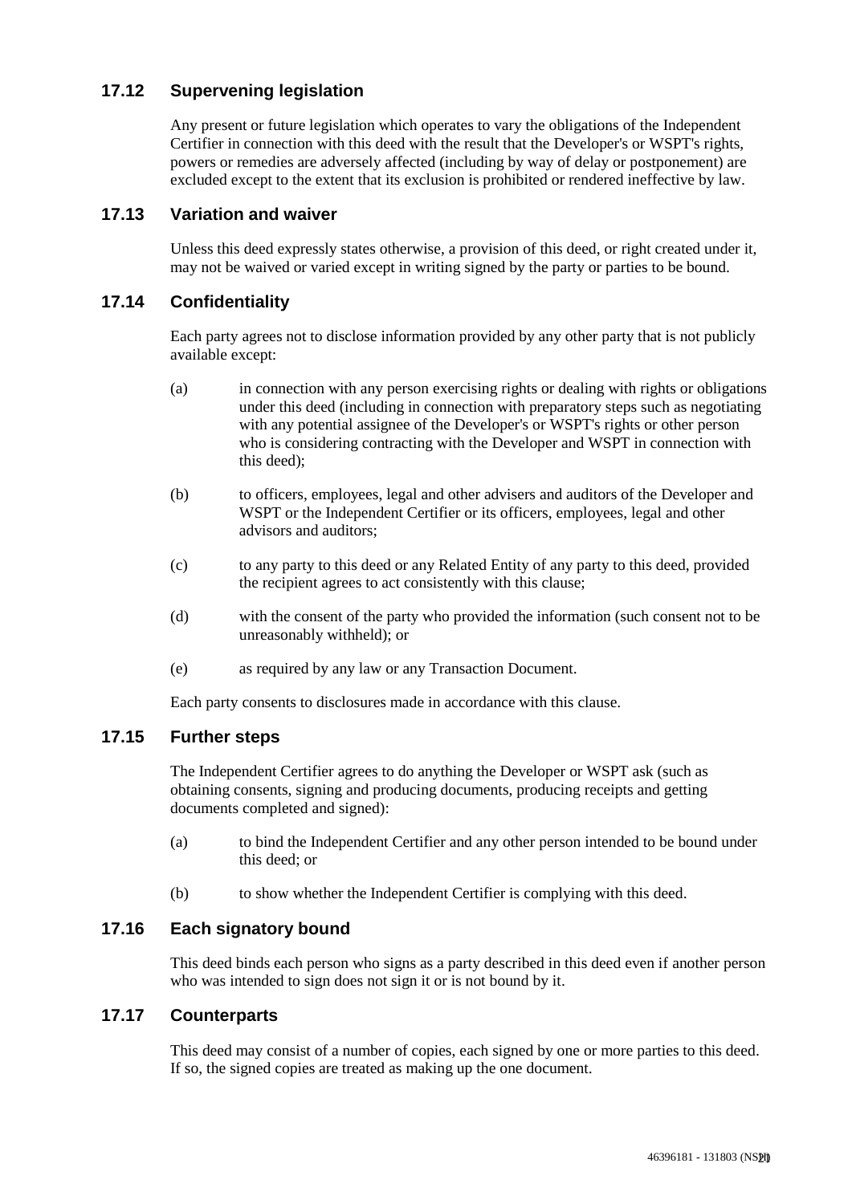### 17.12 Supervening legislation

Any present or future legislation which operates to vary the obligations of the Independent Certifier in connection with this deed with the result that the Developer's or WSPT's rights, powers or remedies are adversely affected (including by way of delay or postponement) are excluded except to the extent that its exclusion is prohibited or rendered ineffective by law.

### 17.13 Variation and waiver

Unless this deed expressly states otherwise, a provision of this deed, or right created under it, may not be waived or varied except in writing signed by the party or parties to be bound.

### 17.14 Confidentiality

Each party agrees not to disclose information provided by any other party that is not publicly available except:

(a) in connection with any person exercising rights or dealing with rights or obligations under this deed (including in connection with preparatory steps such as negotiating with any potential assignee of the Developer's or WSPT's rights or other person who is considering contracting with the Developer and WSPT in connection with this deed);

(b) to officers, employees, legal and other advisers and auditors of the Developer and WSPT or the Independent Certifier or its officers, employees, legal and other advisors and auditors;

(c) to any party to this deed or any Related Entity of any party to this deed, provided the recipient agrees to act consistently with this clause;

(d) with the consent of the party who provided the information (such consent not to be unreasonably withheld); or

(e) as required by any law or any Transaction Document.

Each party consents to disclosures made in accordance with this clause.

### 17.15 Further steps

The Independent Certifier agrees to do anything the Developer or WSPT ask (such as obtaining consents, signing and producing documents, producing receipts and getting documents completed and signed):

(a) to bind the Independent Certifier and any other person intended to be bound under this deed; or

(b) to show whether the Independent Certifier is complying with this deed.

### 17.16 Each signatory bound

This deed binds each person who signs as a party described in this deed even if another person who was intended to sign does not sign it or is not bound by it.

### 17.17 Counterparts

This deed may consist of a number of copies, each signed by one or more parties to this deed. If so, the signed copies are treated as making up the one document.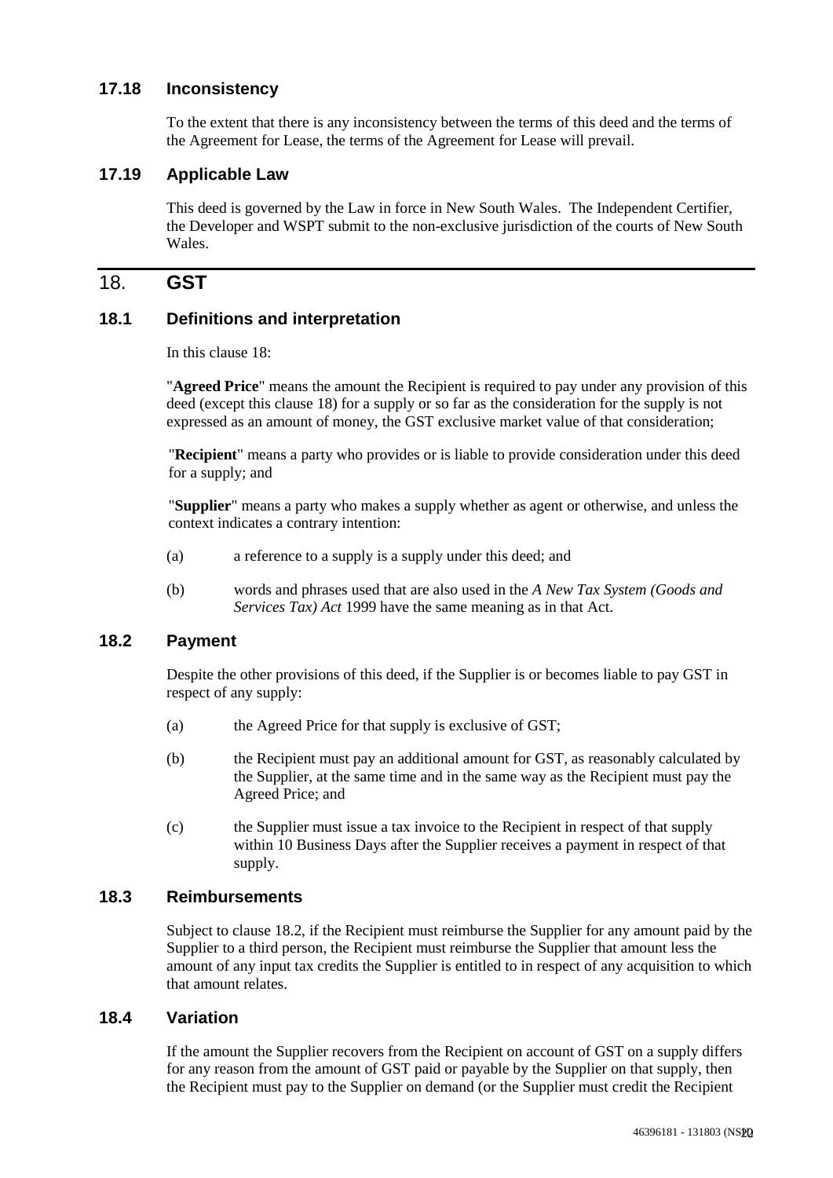### 17.18 Inconsistency

To the extent that there is any inconsistency between the terms of this deed and the terms of the Agreement for Lease, the terms of the Agreement for Lease will prevail.

### 17.19 Applicable Law

This deed is governed by the Law in force in New South Wales. The Independent Certifier, the Developer and WSPT submit to the non-exclusive jurisdiction of the courts of New South Wales.

## 18. GST

### 18.1 Definitions and interpretation

In this clause 18:

"**Agreed Price**" means the amount the Recipient is required to pay under any provision of this deed (except this clause 18) for a supply or so far as the consideration for the supply is not expressed as an amount of money, the GST exclusive market value of that consideration;

"**Recipient**" means a party who provides or is liable to provide consideration under this deed for a supply; and

"**Supplier**" means a party who makes a supply whether as agent or otherwise, and unless the context indicates a contrary intention:

(a) a reference to a supply is a supply under this deed; and

(b) words and phrases used that are also used in the *A New Tax System (Goods and Services Tax) Act* 1999 have the same meaning as in that Act.

### 18.2 Payment

Despite the other provisions of this deed, if the Supplier is or becomes liable to pay GST in respect of any supply:

(a) the Agreed Price for that supply is exclusive of GST;

(b) the Recipient must pay an additional amount for GST, as reasonably calculated by the Supplier, at the same time and in the same way as the Recipient must pay the Agreed Price; and

(c) the Supplier must issue a tax invoice to the Recipient in respect of that supply within 10 Business Days after the Supplier receives a payment in respect of that supply.

### 18.3 Reimbursements

Subject to clause 18.2, if the Recipient must reimburse the Supplier for any amount paid by the Supplier to a third person, the Recipient must reimburse the Supplier that amount less the amount of any input tax credits the Supplier is entitled to in respect of any acquisition to which that amount relates.

### 18.4 Variation

If the amount the Supplier recovers from the Recipient on account of GST on a supply differs for any reason from the amount of GST paid or payable by the Supplier on that supply, then the Recipient must pay to the Supplier on demand (or the Supplier must credit the Recipient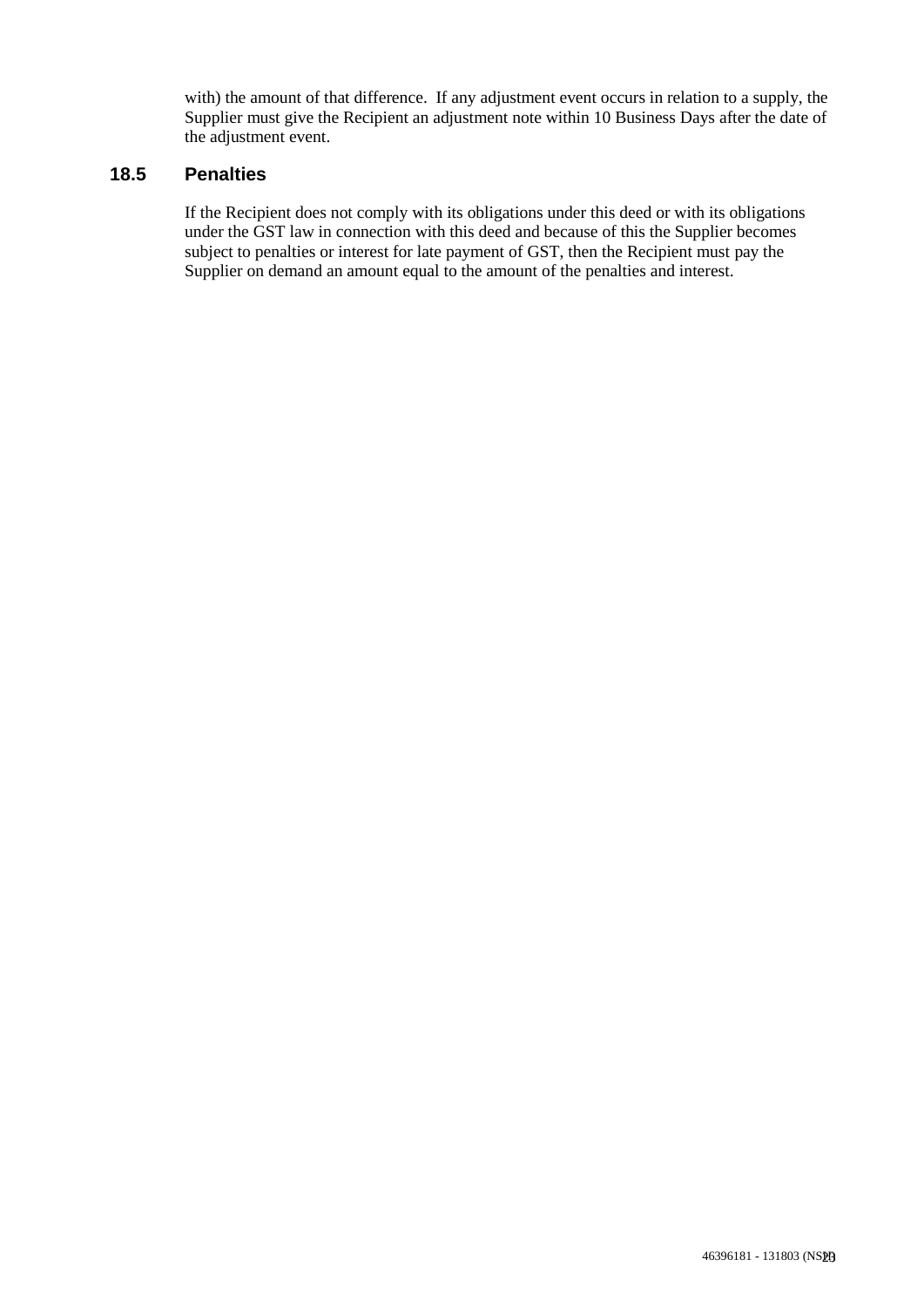with) the amount of that difference. If any adjustment event occurs in relation to a supply, the Supplier must give the Recipient an adjustment note within 10 Business Days after the date of the adjustment event.

### 18.5 Penalties

If the Recipient does not comply with its obligations under this deed or with its obligations under the GST law in connection with this deed and because of this the Supplier becomes subject to penalties or interest for late payment of GST, then the Recipient must pay the Supplier on demand an amount equal to the amount of the penalties and interest.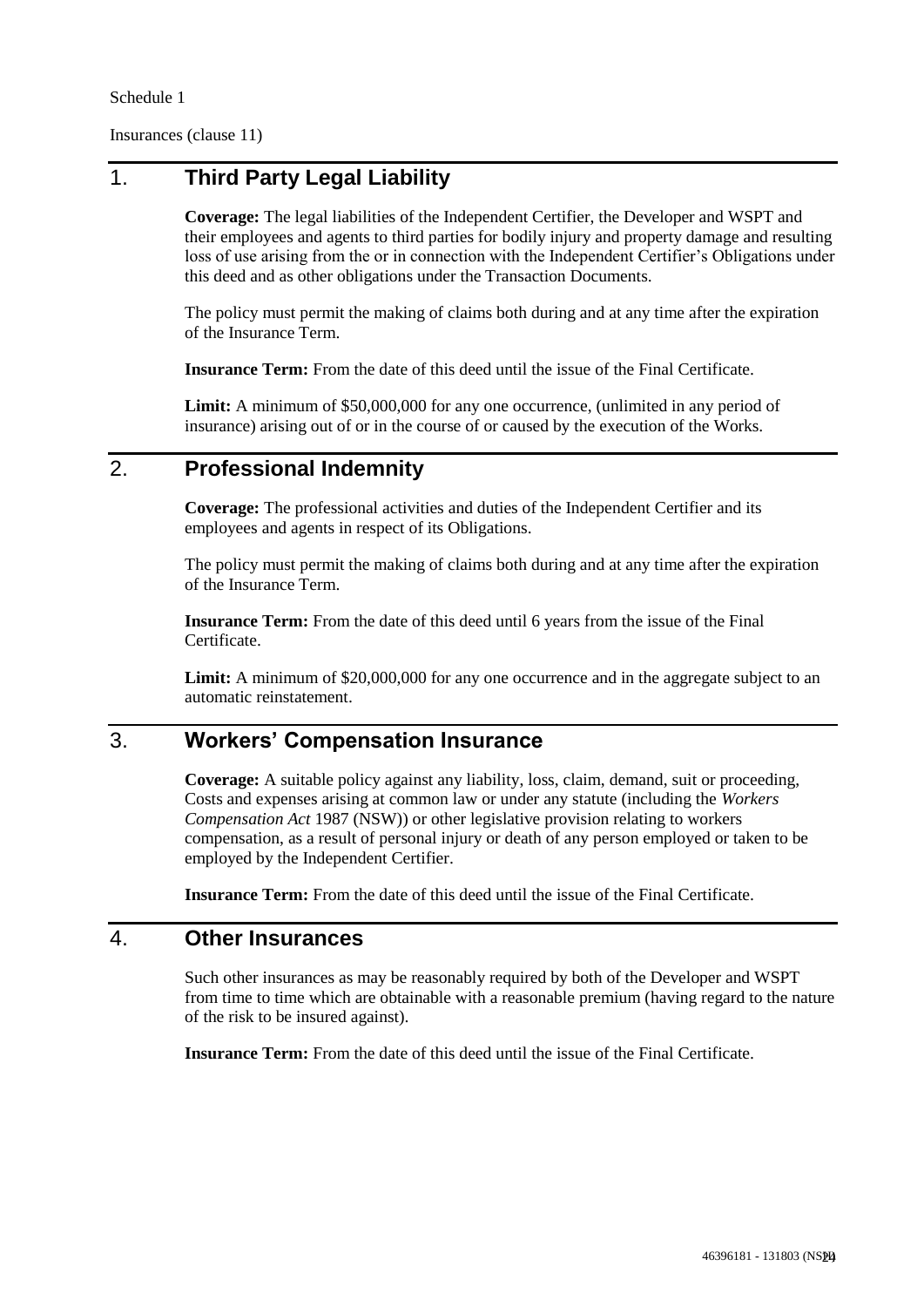Schedule 1

Insurances (clause 11)

## 1. Third Party Legal Liability

**Coverage:** The legal liabilities of the Independent Certifier, the Developer and WSPT and their employees and agents to third parties for bodily injury and property damage and resulting loss of use arising from the or in connection with the Independent Certifier's Obligations under this deed and as other obligations under the Transaction Documents.

The policy must permit the making of claims both during and at any time after the expiration of the Insurance Term.

**Insurance Term:** From the date of this deed until the issue of the Final Certificate.

**Limit:** A minimum of $50,000,000 for any one occurrence, (unlimited in any period of insurance) arising out of or in the course of or caused by the execution of the Works.

## 2. Professional Indemnity

**Coverage:** The professional activities and duties of the Independent Certifier and its employees and agents in respect of its Obligations.

The policy must permit the making of claims both during and at any time after the expiration of the Insurance Term.

**Insurance Term:** From the date of this deed until 6 years from the issue of the Final Certificate.

**Limit:** A minimum of $20,000,000 for any one occurrence and in the aggregate subject to an automatic reinstatement.

## 3. Workers' Compensation Insurance

**Coverage:** A suitable policy against any liability, loss, claim, demand, suit or proceeding, Costs and expenses arising at common law or under any statute (including the *Workers Compensation Act* 1987 (NSW)) or other legislative provision relating to workers compensation, as a result of personal injury or death of any person employed or taken to be employed by the Independent Certifier.

**Insurance Term:** From the date of this deed until the issue of the Final Certificate.

## 4. Other Insurances

Such other insurances as may be reasonably required by both of the Developer and WSPT from time to time which are obtainable with a reasonable premium (having regard to the nature of the risk to be insured against).

**Insurance Term:** From the date of this deed until the issue of the Final Certificate.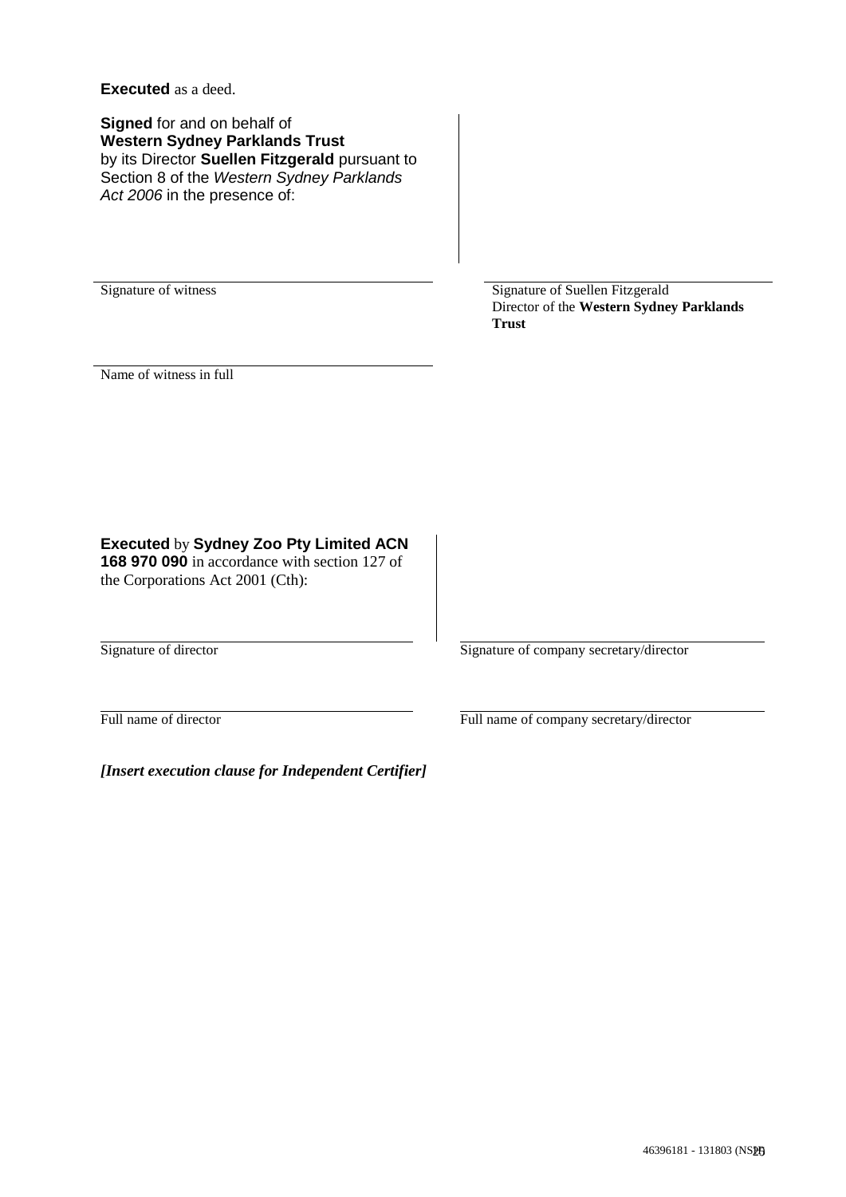**Executed** as a deed.

**Signed** for and on behalf of **Western Sydney Parklands Trust** by its Director **Suellen Fitzgerald** pursuant to Section 8 of the *Western Sydney Parklands Act 2006* in the presence of:

| | |
|---|---|
| Signature of witness | Signature of Suellen Fitzgerald<br>Director of the **Western Sydney Parklands Trust** |
| Name of witness in full | |

**Executed** by **Sydney Zoo Pty Limited ACN 168 970 090** in accordance with section 127 of the Corporations Act 2001 (Cth):

| | |
|---|---|
| Signature of director | Signature of company secretary/director |
| Full name of director | Full name of company secretary/director |

***[Insert execution clause for Independent Certifier]***